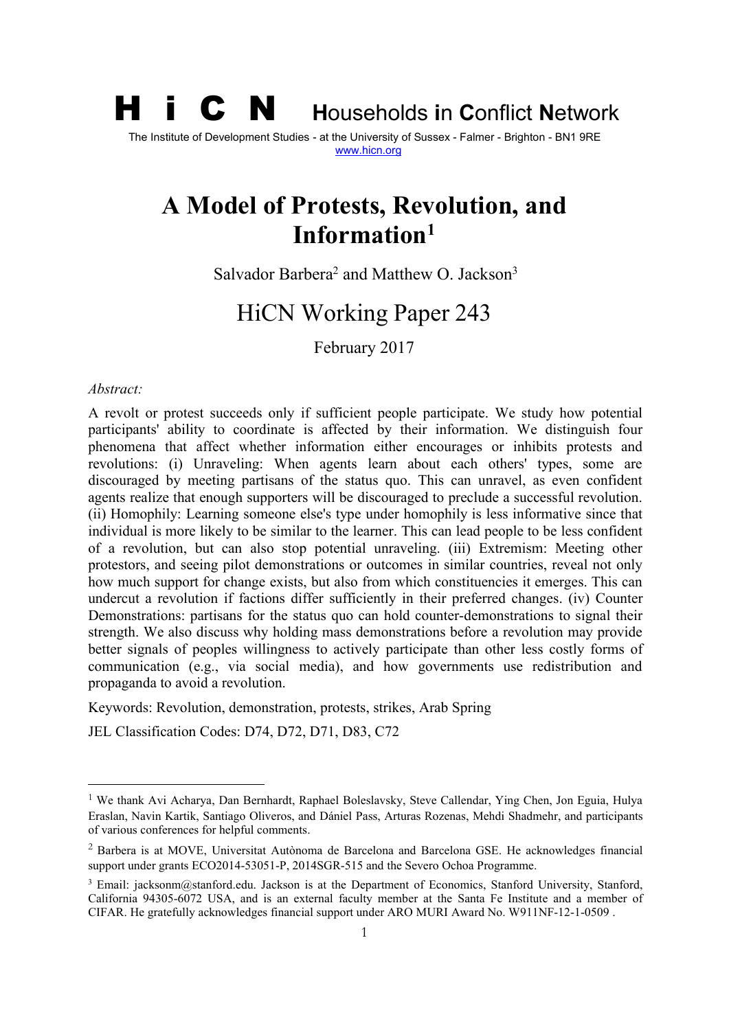**H i C N** Households in Conflict Network

The Institute of Development Studies - at the University of Sussex - Falmer - Brighton - BN1 9RE
www.hicn.org

# A Model of Protests, Revolution, and Information[1]

Salvador Barbera[2] and Matthew O. Jackson[3]

## HiCN Working Paper 243

February 2017

*Abstract:*

A revolt or protest succeeds only if sufficient people participate. We study how potential participants' ability to coordinate is affected by their information. We distinguish four phenomena that affect whether information either encourages or inhibits protests and revolutions: (i) Unraveling: When agents learn about each others' types, some are discouraged by meeting partisans of the status quo. This can unravel, as even confident agents realize that enough supporters will be discouraged to preclude a successful revolution. (ii) Homophily: Learning someone else's type under homophily is less informative since that individual is more likely to be similar to the learner. This can lead people to be less confident of a revolution, but can also stop potential unraveling. (iii) Extremism: Meeting other protestors, and seeing pilot demonstrations or outcomes in similar countries, reveal not only how much support for change exists, but also from which constituencies it emerges. This can undercut a revolution if factions differ sufficiently in their preferred changes. (iv) Counter Demonstrations: partisans for the status quo can hold counter-demonstrations to signal their strength. We also discuss why holding mass demonstrations before a revolution may provide better signals of peoples willingness to actively participate than other less costly forms of communication (e.g., via social media), and how governments use redistribution and propaganda to avoid a revolution.

Keywords: Revolution, demonstration, protests, strikes, Arab Spring

JEL Classification Codes: D74, D72, D71, D83, C72

---

[1] We thank Avi Acharya, Dan Bernhardt, Raphael Boleslavsky, Steve Callendar, Ying Chen, Jon Eguia, Hulya Eraslan, Navin Kartik, Santiago Oliveros, and Dániel Pass, Arturas Rozenas, Mehdi Shadmehr, and participants of various conferences for helpful comments.

[2] Barbera is at MOVE, Universitat Autònoma de Barcelona and Barcelona GSE. He acknowledges financial support under grants ECO2014-53051-P, 2014SGR-515 and the Severo Ochoa Programme.

[3] Email: jacksonm@stanford.edu. Jackson is at the Department of Economics, Stanford University, Stanford, California 94305-6072 USA, and is an external faculty member at the Santa Fe Institute and a member of CIFAR. He gratefully acknowledges financial support under ARO MURI Award No. W911NF-12-1-0509 .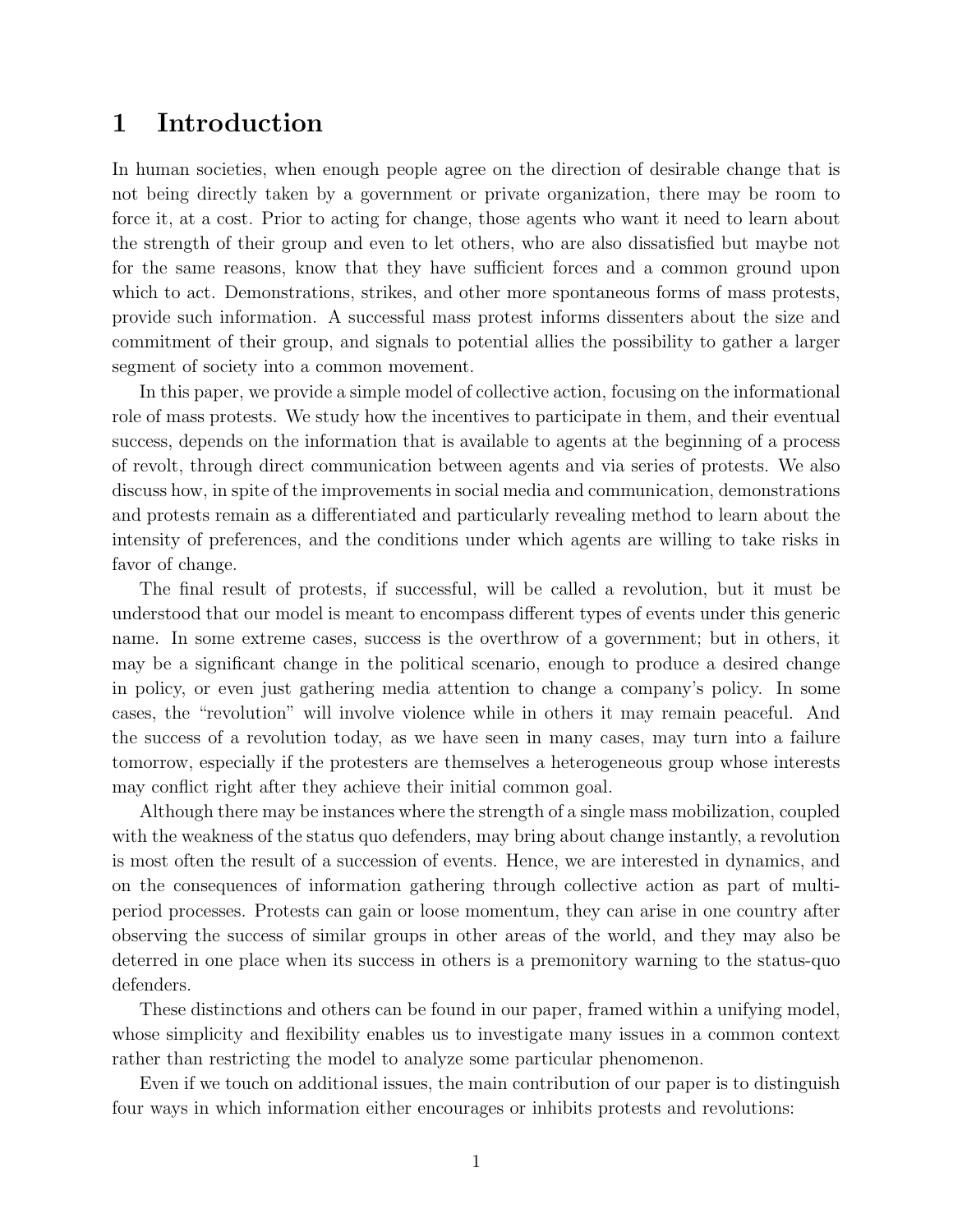# 1 Introduction

In human societies, when enough people agree on the direction of desirable change that is not being directly taken by a government or private organization, there may be room to force it, at a cost. Prior to acting for change, those agents who want it need to learn about the strength of their group and even to let others, who are also dissatisfied but maybe not for the same reasons, know that they have sufficient forces and a common ground upon which to act. Demonstrations, strikes, and other more spontaneous forms of mass protests, provide such information. A successful mass protest informs dissenters about the size and commitment of their group, and signals to potential allies the possibility to gather a larger segment of society into a common movement.

In this paper, we provide a simple model of collective action, focusing on the informational role of mass protests. We study how the incentives to participate in them, and their eventual success, depends on the information that is available to agents at the beginning of a process of revolt, through direct communication between agents and via series of protests. We also discuss how, in spite of the improvements in social media and communication, demonstrations and protests remain as a differentiated and particularly revealing method to learn about the intensity of preferences, and the conditions under which agents are willing to take risks in favor of change.

The final result of protests, if successful, will be called a revolution, but it must be understood that our model is meant to encompass different types of events under this generic name. In some extreme cases, success is the overthrow of a government; but in others, it may be a significant change in the political scenario, enough to produce a desired change in policy, or even just gathering media attention to change a company's policy. In some cases, the "revolution" will involve violence while in others it may remain peaceful. And the success of a revolution today, as we have seen in many cases, may turn into a failure tomorrow, especially if the protesters are themselves a heterogeneous group whose interests may conflict right after they achieve their initial common goal.

Although there may be instances where the strength of a single mass mobilization, coupled with the weakness of the status quo defenders, may bring about change instantly, a revolution is most often the result of a succession of events. Hence, we are interested in dynamics, and on the consequences of information gathering through collective action as part of multi-period processes. Protests can gain or loose momentum, they can arise in one country after observing the success of similar groups in other areas of the world, and they may also be deterred in one place when its success in others is a premonitory warning to the status-quo defenders.

These distinctions and others can be found in our paper, framed within a unifying model, whose simplicity and flexibility enables us to investigate many issues in a common context rather than restricting the model to analyze some particular phenomenon.

Even if we touch on additional issues, the main contribution of our paper is to distinguish four ways in which information either encourages or inhibits protests and revolutions: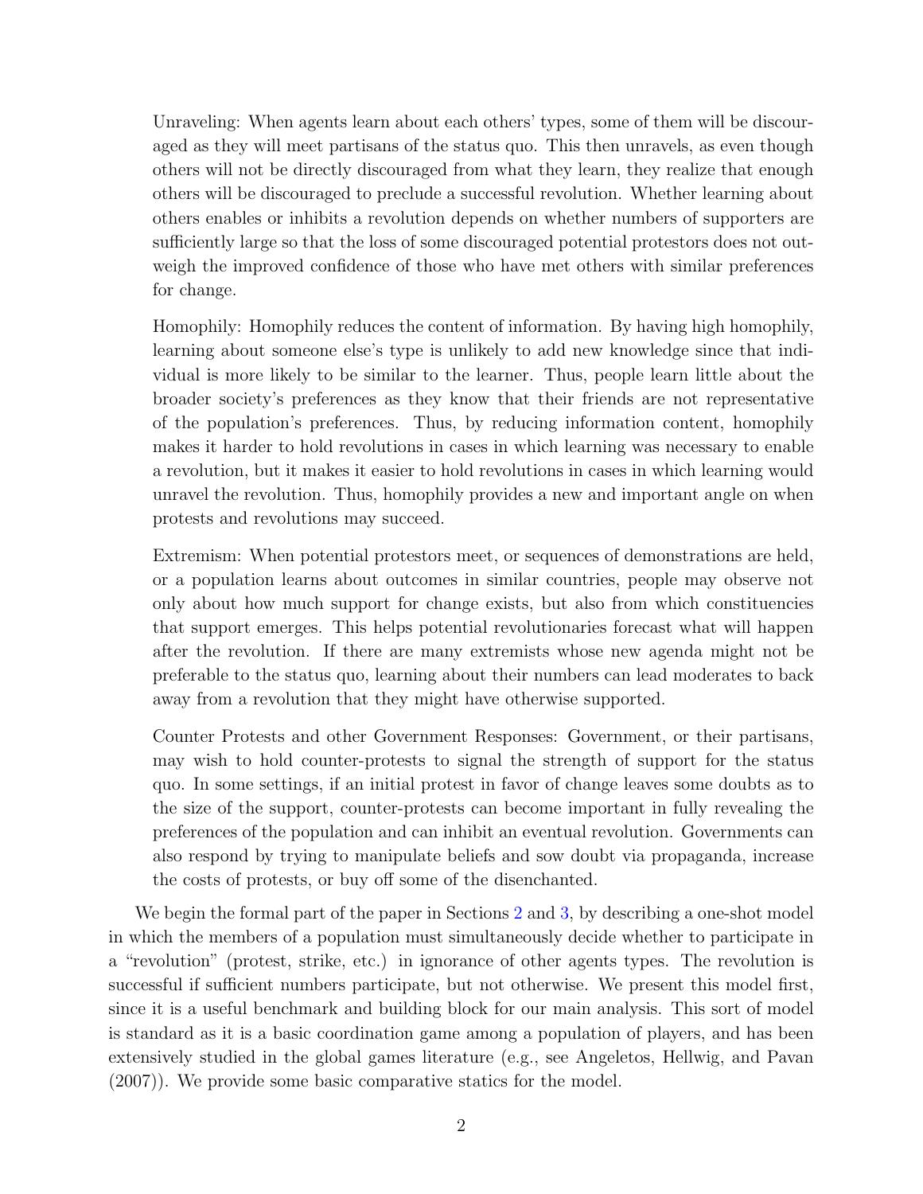Unraveling: When agents learn about each others' types, some of them will be discouraged as they will meet partisans of the status quo. This then unravels, as even though others will not be directly discouraged from what they learn, they realize that enough others will be discouraged to preclude a successful revolution. Whether learning about others enables or inhibits a revolution depends on whether numbers of supporters are sufficiently large so that the loss of some discouraged potential protestors does not outweigh the improved confidence of those who have met others with similar preferences for change.

Homophily: Homophily reduces the content of information. By having high homophily, learning about someone else's type is unlikely to add new knowledge since that individual is more likely to be similar to the learner. Thus, people learn little about the broader society's preferences as they know that their friends are not representative of the population's preferences. Thus, by reducing information content, homophily makes it harder to hold revolutions in cases in which learning was necessary to enable a revolution, but it makes it easier to hold revolutions in cases in which learning would unravel the revolution. Thus, homophily provides a new and important angle on when protests and revolutions may succeed.

Extremism: When potential protestors meet, or sequences of demonstrations are held, or a population learns about outcomes in similar countries, people may observe not only about how much support for change exists, but also from which constituencies that support emerges. This helps potential revolutionaries forecast what will happen after the revolution. If there are many extremists whose new agenda might not be preferable to the status quo, learning about their numbers can lead moderates to back away from a revolution that they might have otherwise supported.

Counter Protests and other Government Responses: Government, or their partisans, may wish to hold counter-protests to signal the strength of support for the status quo. In some settings, if an initial protest in favor of change leaves some doubts as to the size of the support, counter-protests can become important in fully revealing the preferences of the population and can inhibit an eventual revolution. Governments can also respond by trying to manipulate beliefs and sow doubt via propaganda, increase the costs of protests, or buy off some of the disenchanted.

We begin the formal part of the paper in Sections 2 and 3, by describing a one-shot model in which the members of a population must simultaneously decide whether to participate in a "revolution" (protest, strike, etc.) in ignorance of other agents types. The revolution is successful if sufficient numbers participate, but not otherwise. We present this model first, since it is a useful benchmark and building block for our main analysis. This sort of model is standard as it is a basic coordination game among a population of players, and has been extensively studied in the global games literature (e.g., see Angeletos, Hellwig, and Pavan (2007)). We provide some basic comparative statics for the model.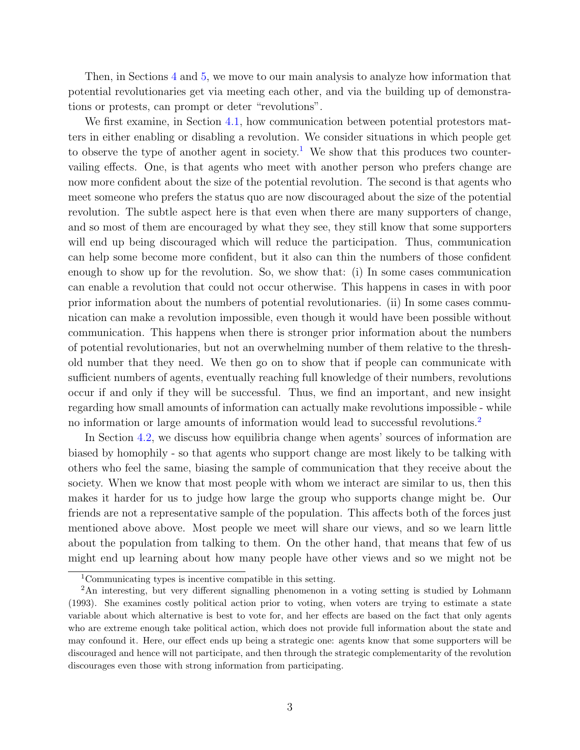Then, in Sections 4 and 5, we move to our main analysis to analyze how information that potential revolutionaries get via meeting each other, and via the building up of demonstrations or protests, can prompt or deter "revolutions".

We first examine, in Section 4.1, how communication between potential protestors matters in either enabling or disabling a revolution. We consider situations in which people get to observe the type of another agent in society.[1] We show that this produces two countervailing effects. One, is that agents who meet with another person who prefers change are now more confident about the size of the potential revolution. The second is that agents who meet someone who prefers the status quo are now discouraged about the size of the potential revolution. The subtle aspect here is that even when there are many supporters of change, and so most of them are encouraged by what they see, they still know that some supporters will end up being discouraged which will reduce the participation. Thus, communication can help some become more confident, but it also can thin the numbers of those confident enough to show up for the revolution. So, we show that: (i) In some cases communication can enable a revolution that could not occur otherwise. This happens in cases in with poor prior information about the numbers of potential revolutionaries. (ii) In some cases communication can make a revolution impossible, even though it would have been possible without communication. This happens when there is stronger prior information about the numbers of potential revolutionaries, but not an overwhelming number of them relative to the threshold number that they need. We then go on to show that if people can communicate with sufficient numbers of agents, eventually reaching full knowledge of their numbers, revolutions occur if and only if they will be successful. Thus, we find an important, and new insight regarding how small amounts of information can actually make revolutions impossible - while no information or large amounts of information would lead to successful revolutions.[2]

In Section 4.2, we discuss how equilibria change when agents' sources of information are biased by homophily - so that agents who support change are most likely to be talking with others who feel the same, biasing the sample of communication that they receive about the society. When we know that most people with whom we interact are similar to us, then this makes it harder for us to judge how large the group who supports change might be. Our friends are not a representative sample of the population. This affects both of the forces just mentioned above above. Most people we meet will share our views, and so we learn little about the population from talking to them. On the other hand, that means that few of us might end up learning about how many people have other views and so we might not be

[1] Communicating types is incentive compatible in this setting.

[2] An interesting, but very different signalling phenomenon in a voting setting is studied by Lohmann (1993). She examines costly political action prior to voting, when voters are trying to estimate a state variable about which alternative is best to vote for, and her effects are based on the fact that only agents who are extreme enough take political action, which does not provide full information about the state and may confound it. Here, our effect ends up being a strategic one: agents know that some supporters will be discouraged and hence will not participate, and then through the strategic complementarity of the revolution discourages even those with strong information from participating.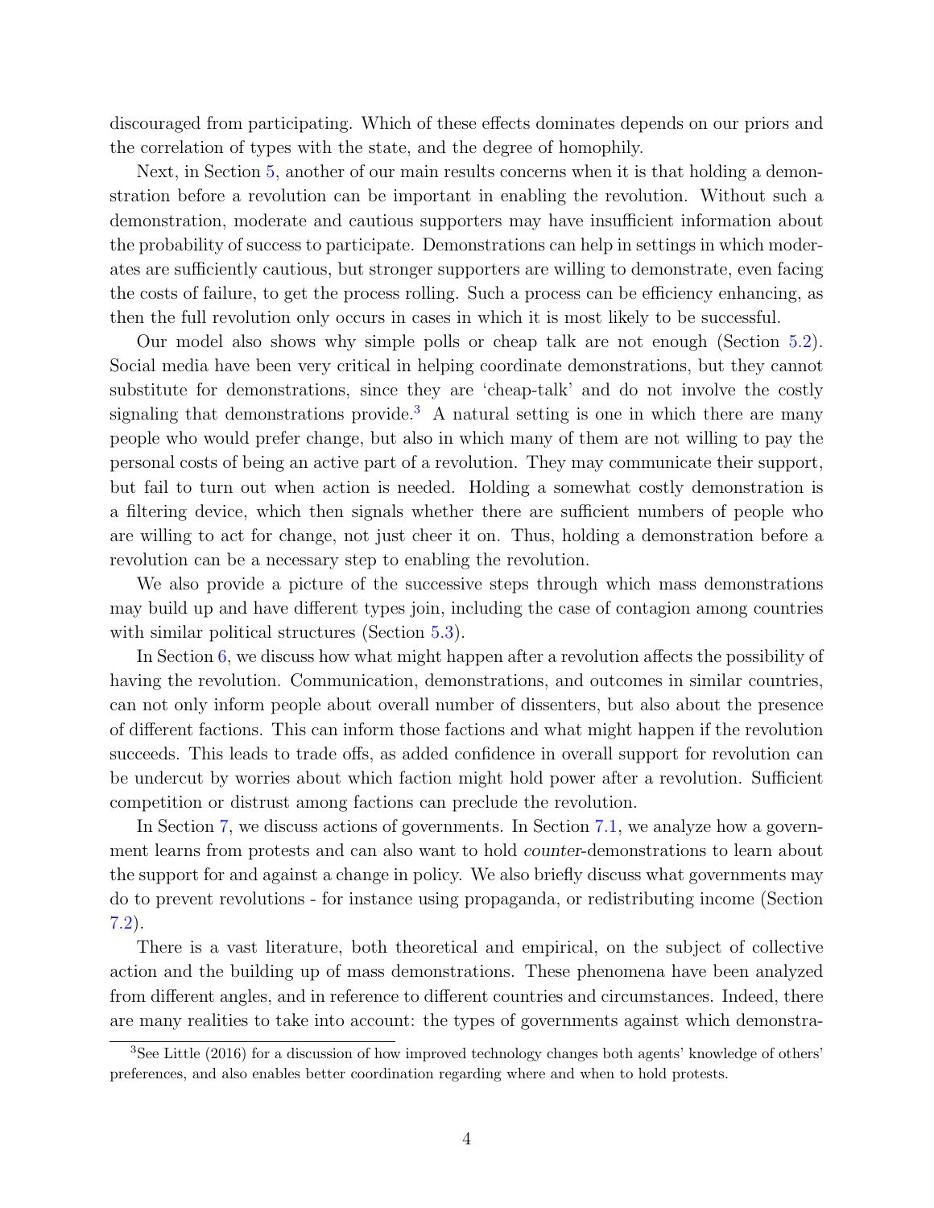discouraged from participating. Which of these effects dominates depends on our priors and the correlation of types with the state, and the degree of homophily.

Next, in Section 5, another of our main results concerns when it is that holding a demonstration before a revolution can be important in enabling the revolution. Without such a demonstration, moderate and cautious supporters may have insufficient information about the probability of success to participate. Demonstrations can help in settings in which moderates are sufficiently cautious, but stronger supporters are willing to demonstrate, even facing the costs of failure, to get the process rolling. Such a process can be efficiency enhancing, as then the full revolution only occurs in cases in which it is most likely to be successful.

Our model also shows why simple polls or cheap talk are not enough (Section 5.2). Social media have been very critical in helping coordinate demonstrations, but they cannot substitute for demonstrations, since they are 'cheap-talk' and do not involve the costly signaling that demonstrations provide.[3] A natural setting is one in which there are many people who would prefer change, but also in which many of them are not willing to pay the personal costs of being an active part of a revolution. They may communicate their support, but fail to turn out when action is needed. Holding a somewhat costly demonstration is a filtering device, which then signals whether there are sufficient numbers of people who are willing to act for change, not just cheer it on. Thus, holding a demonstration before a revolution can be a necessary step to enabling the revolution.

We also provide a picture of the successive steps through which mass demonstrations may build up and have different types join, including the case of contagion among countries with similar political structures (Section 5.3).

In Section 6, we discuss how what might happen after a revolution affects the possibility of having the revolution. Communication, demonstrations, and outcomes in similar countries, can not only inform people about overall number of dissenters, but also about the presence of different factions. This can inform those factions and what might happen if the revolution succeeds. This leads to trade offs, as added confidence in overall support for revolution can be undercut by worries about which faction might hold power after a revolution. Sufficient competition or distrust among factions can preclude the revolution.

In Section 7, we discuss actions of governments. In Section 7.1, we analyze how a government learns from protests and can also want to hold *counter*-demonstrations to learn about the support for and against a change in policy. We also briefly discuss what governments may do to prevent revolutions - for instance using propaganda, or redistributing income (Section 7.2).

There is a vast literature, both theoretical and empirical, on the subject of collective action and the building up of mass demonstrations. These phenomena have been analyzed from different angles, and in reference to different countries and circumstances. Indeed, there are many realities to take into account: the types of governments against which demonstra-

[3] See Little (2016) for a discussion of how improved technology changes both agents' knowledge of others' preferences, and also enables better coordination regarding where and when to hold protests.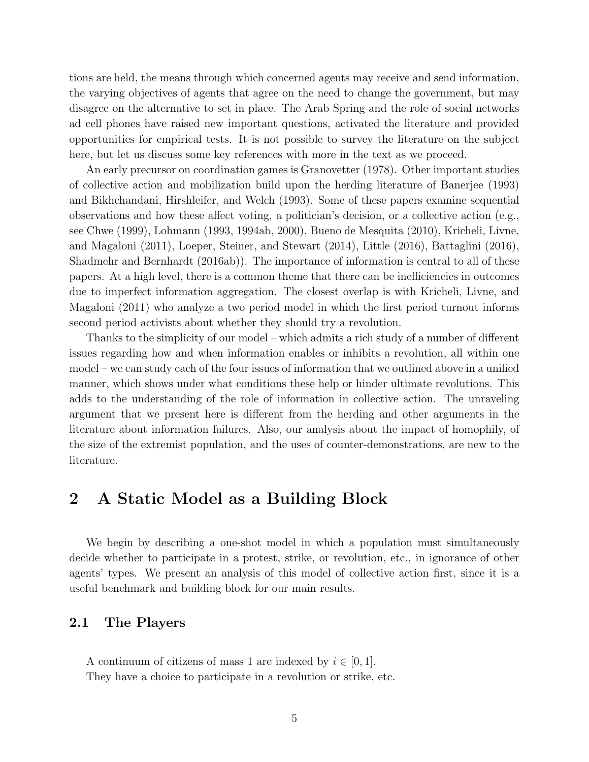tions are held, the means through which concerned agents may receive and send information, the varying objectives of agents that agree on the need to change the government, but may disagree on the alternative to set in place. The Arab Spring and the role of social networks ad cell phones have raised new important questions, activated the literature and provided opportunities for empirical tests. It is not possible to survey the literature on the subject here, but let us discuss some key references with more in the text as we proceed.

An early precursor on coordination games is Granovetter (1978). Other important studies of collective action and mobilization build upon the herding literature of Banerjee (1993) and Bikhchandani, Hirshleifer, and Welch (1993). Some of these papers examine sequential observations and how these affect voting, a politician's decision, or a collective action (e.g., see Chwe (1999), Lohmann (1993, 1994ab, 2000), Bueno de Mesquita (2010), Kricheli, Livne, and Magaloni (2011), Loeper, Steiner, and Stewart (2014), Little (2016), Battaglini (2016), Shadmehr and Bernhardt (2016ab)). The importance of information is central to all of these papers. At a high level, there is a common theme that there can be inefficiencies in outcomes due to imperfect information aggregation. The closest overlap is with Kricheli, Livne, and Magaloni (2011) who analyze a two period model in which the first period turnout informs second period activists about whether they should try a revolution.

Thanks to the simplicity of our model – which admits a rich study of a number of different issues regarding how and when information enables or inhibits a revolution, all within one model – we can study each of the four issues of information that we outlined above in a unified manner, which shows under what conditions these help or hinder ultimate revolutions. This adds to the understanding of the role of information in collective action. The unraveling argument that we present here is different from the herding and other arguments in the literature about information failures. Also, our analysis about the impact of homophily, of the size of the extremist population, and the uses of counter-demonstrations, are new to the literature.

# 2 A Static Model as a Building Block

We begin by describing a one-shot model in which a population must simultaneously decide whether to participate in a protest, strike, or revolution, etc., in ignorance of other agents' types. We present an analysis of this model of collective action first, since it is a useful benchmark and building block for our main results.

## 2.1 The Players

A continuum of citizens of mass 1 are indexed by $i \in [0, 1]$.

They have a choice to participate in a revolution or strike, etc.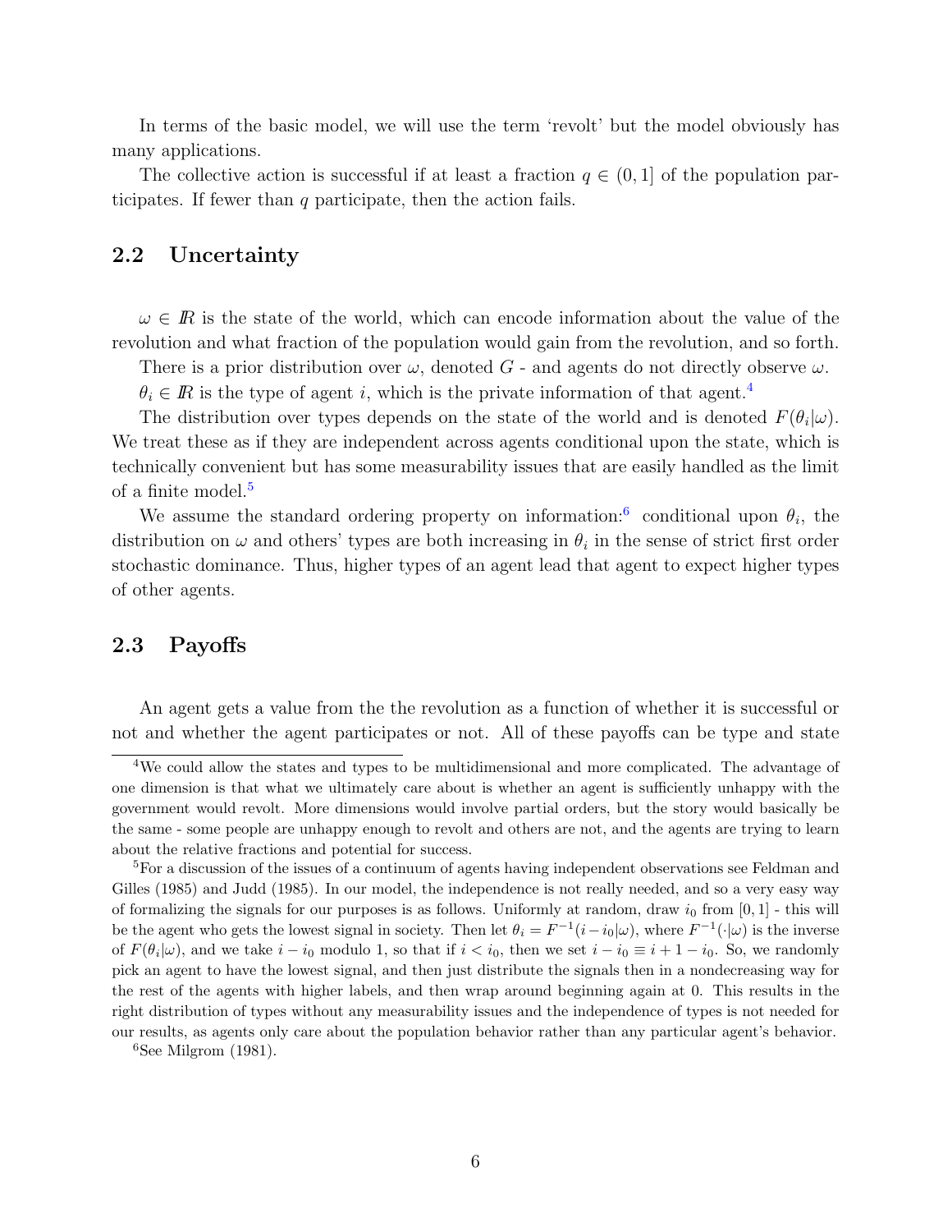In terms of the basic model, we will use the term 'revolt' but the model obviously has many applications.

The collective action is successful if at least a fraction $q \in (0, 1]$ of the population participates. If fewer than $q$ participate, then the action fails.

### 2.2 Uncertainty

$\omega \in I\!R$ is the state of the world, which can encode information about the value of the revolution and what fraction of the population would gain from the revolution, and so forth.

There is a prior distribution over $\omega$, denoted $G$ - and agents do not directly observe $\omega$.

$\theta_i \in I\!R$ is the type of agent $i$, which is the private information of that agent.[4]

The distribution over types depends on the state of the world and is denoted $F(\theta_i|\omega)$. We treat these as if they are independent across agents conditional upon the state, which is technically convenient but has some measurability issues that are easily handled as the limit of a finite model.[5]

We assume the standard ordering property on information:[6] conditional upon $\theta_i$, the distribution on $\omega$ and others' types are both increasing in $\theta_i$ in the sense of strict first order stochastic dominance. Thus, higher types of an agent lead that agent to expect higher types of other agents.

### 2.3 Payoffs

An agent gets a value from the the revolution as a function of whether it is successful or not and whether the agent participates or not. All of these payoffs can be type and state

---

[4] We could allow the states and types to be multidimensional and more complicated. The advantage of one dimension is that what we ultimately care about is whether an agent is sufficiently unhappy with the government would revolt. More dimensions would involve partial orders, but the story would basically be the same - some people are unhappy enough to revolt and others are not, and the agents are trying to learn about the relative fractions and potential for success.

[5] For a discussion of the issues of a continuum of agents having independent observations see Feldman and Gilles (1985) and Judd (1985). In our model, the independence is not really needed, and so a very easy way of formalizing the signals for our purposes is as follows. Uniformly at random, draw $i_0$ from $[0, 1]$ - this will be the agent who gets the lowest signal in society. Then let $\theta_i = F^{-1}(i - i_0|\omega)$, where $F^{-1}(\cdot|\omega)$ is the inverse of $F(\theta_i|\omega)$, and we take $i - i_0$ modulo 1, so that if $i < i_0$, then we set $i - i_0 \equiv i + 1 - i_0$. So, we randomly pick an agent to have the lowest signal, and then just distribute the signals then in a nondecreasing way for the rest of the agents with higher labels, and then wrap around beginning again at 0. This results in the right distribution of types without any measurability issues and the independence of types is not needed for our results, as agents only care about the population behavior rather than any particular agent's behavior.

[6] See Milgrom (1981).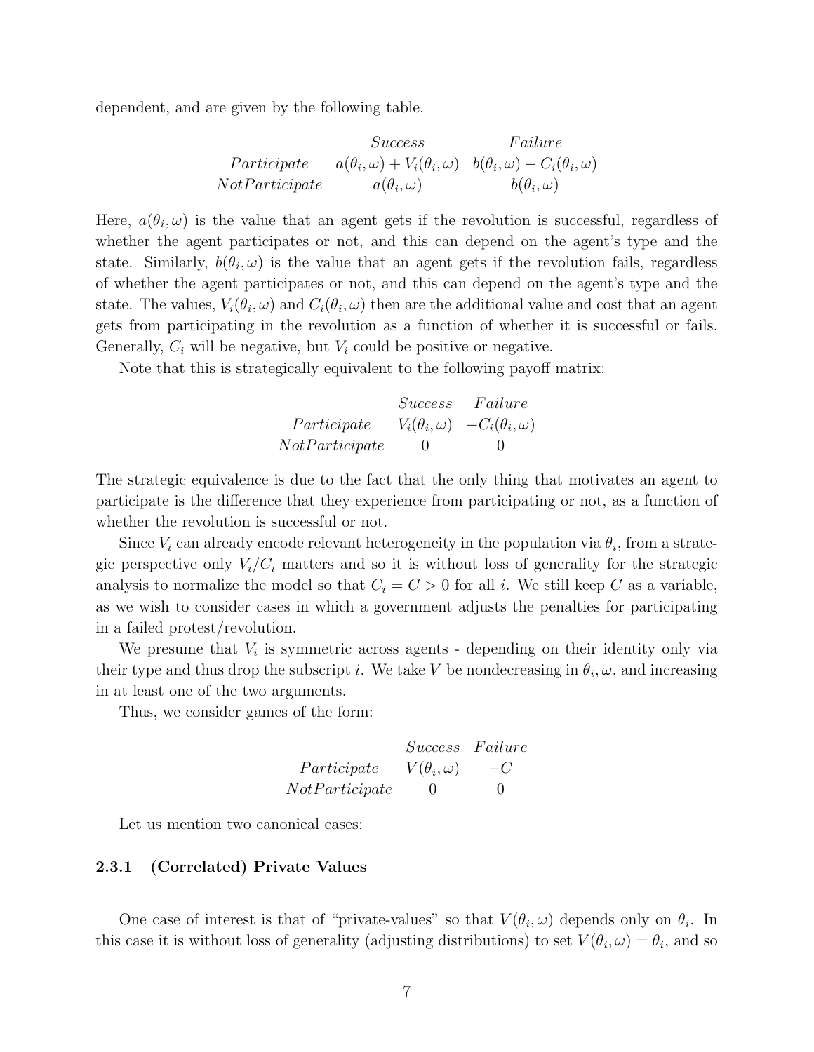dependent, and are given by the following table.

| | *Success* | *Failure* |
|---|---|---|
| *Participate* | $a(\theta_i, \omega) + V_i(\theta_i, \omega)$ | $b(\theta_i, \omega) - C_i(\theta_i, \omega)$ |
| *NotParticipate* | $a(\theta_i, \omega)$ | $b(\theta_i, \omega)$ |

Here, $a(\theta_i, \omega)$ is the value that an agent gets if the revolution is successful, regardless of whether the agent participates or not, and this can depend on the agent's type and the state. Similarly, $b(\theta_i, \omega)$ is the value that an agent gets if the revolution fails, regardless of whether the agent participates or not, and this can depend on the agent's type and the state. The values, $V_i(\theta_i, \omega)$ and $C_i(\theta_i, \omega)$ then are the additional value and cost that an agent gets from participating in the revolution as a function of whether it is successful or fails. Generally, $C_i$ will be negative, but $V_i$ could be positive or negative.

Note that this is strategically equivalent to the following payoff matrix:

| | *Success* | *Failure* |
|---|---|---|
| *Participate* | $V_i(\theta_i, \omega)$ | $-C_i(\theta_i, \omega)$ |
| *NotParticipate* | 0 | 0 |

The strategic equivalence is due to the fact that the only thing that motivates an agent to participate is the difference that they experience from participating or not, as a function of whether the revolution is successful or not.

Since $V_i$ can already encode relevant heterogeneity in the population via $\theta_i$, from a strategic perspective only $V_i/C_i$ matters and so it is without loss of generality for the strategic analysis to normalize the model so that $C_i = C > 0$ for all $i$. We still keep $C$ as a variable, as we wish to consider cases in which a government adjusts the penalties for participating in a failed protest/revolution.

We presume that $V_i$ is symmetric across agents - depending on their identity only via their type and thus drop the subscript $i$. We take $V$ be nondecreasing in $\theta_i, \omega$, and increasing in at least one of the two arguments.

Thus, we consider games of the form:

| | *Success* | *Failure* |
|---|---|---|
| *Participate* | $V(\theta_i, \omega)$ | $-C$ |
| *NotParticipate* | 0 | 0 |

Let us mention two canonical cases:

### 2.3.1 (Correlated) Private Values

One case of interest is that of "private-values" so that $V(\theta_i, \omega)$ depends only on $\theta_i$. In this case it is without loss of generality (adjusting distributions) to set $V(\theta_i, \omega) = \theta_i$, and so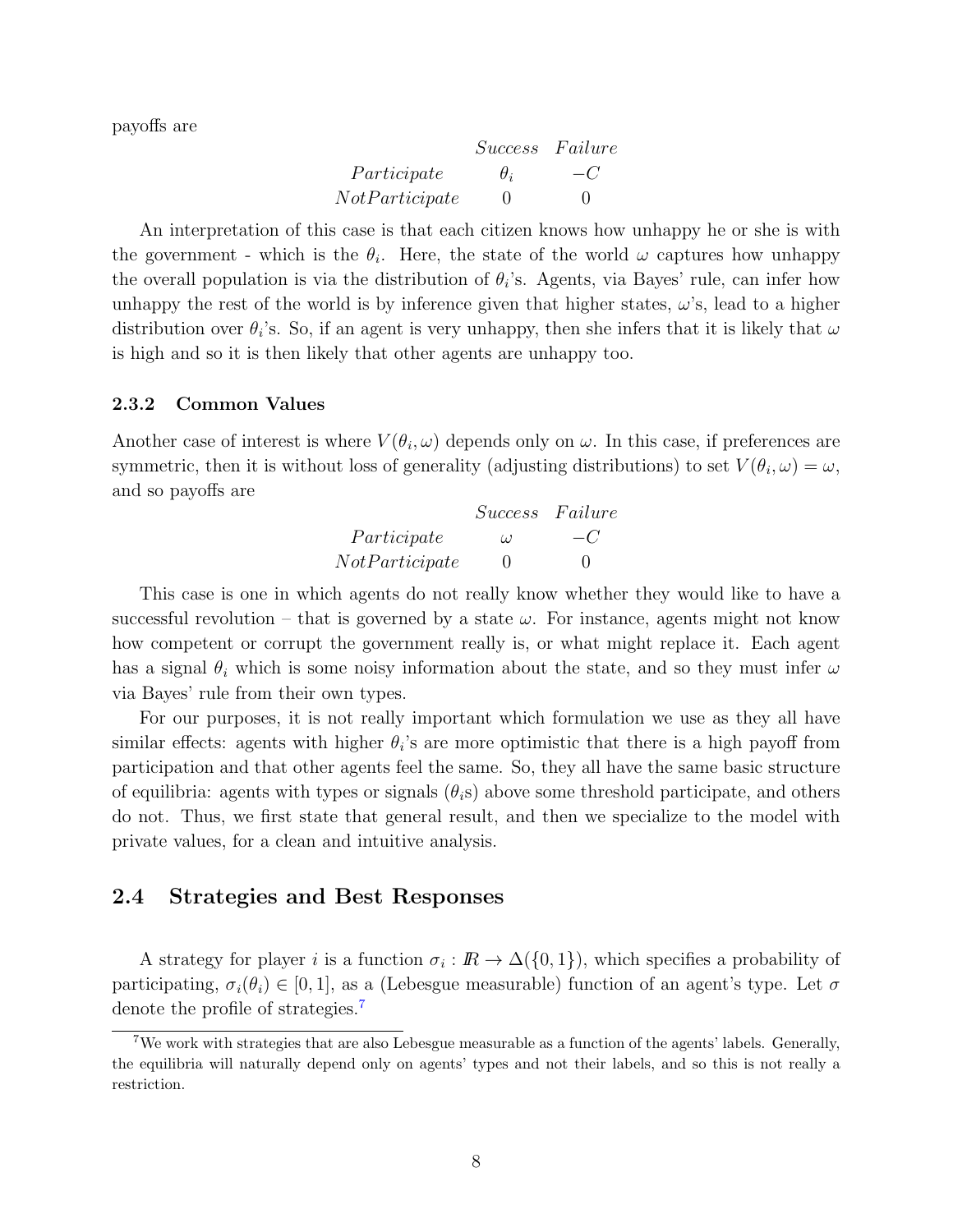payoffs are

| | *Success* | *Failure* |
|---|---|---|
| *Participate* | $\theta_i$ | $-C$ |
| *NotParticipate* | 0 | 0 |

An interpretation of this case is that each citizen knows how unhappy he or she is with the government - which is the $\theta_i$. Here, the state of the world $\omega$ captures how unhappy the overall population is via the distribution of $\theta_i$'s. Agents, via Bayes' rule, can infer how unhappy the rest of the world is by inference given that higher states, $\omega$'s, lead to a higher distribution over $\theta_i$'s. So, if an agent is very unhappy, then she infers that it is likely that $\omega$ is high and so it is then likely that other agents are unhappy too.

### 2.3.2 Common Values

Another case of interest is where $V(\theta_i, \omega)$ depends only on $\omega$. In this case, if preferences are symmetric, then it is without loss of generality (adjusting distributions) to set $V(\theta_i, \omega) = \omega$, and so payoffs are

| | *Success* | *Failure* |
|---|---|---|
| *Participate* | $\omega$ | $-C$ |
| *NotParticipate* | 0 | 0 |

This case is one in which agents do not really know whether they would like to have a successful revolution – that is governed by a state $\omega$. For instance, agents might not know how competent or corrupt the government really is, or what might replace it. Each agent has a signal $\theta_i$ which is some noisy information about the state, and so they must infer $\omega$ via Bayes' rule from their own types.

For our purposes, it is not really important which formulation we use as they all have similar effects: agents with higher $\theta_i$'s are more optimistic that there is a high payoff from participation and that other agents feel the same. So, they all have the same basic structure of equilibria: agents with types or signals ($\theta_i$s) above some threshold participate, and others do not. Thus, we first state that general result, and then we specialize to the model with private values, for a clean and intuitive analysis.

## 2.4 Strategies and Best Responses

A strategy for player $i$ is a function $\sigma_i : \mathbb{R} \to \Delta(\{0, 1\})$, which specifies a probability of participating, $\sigma_i(\theta_i) \in [0, 1]$, as a (Lebesgue measurable) function of an agent's type. Let $\sigma$ denote the profile of strategies.[7]

[7] We work with strategies that are also Lebesgue measurable as a function of the agents' labels. Generally, the equilibria will naturally depend only on agents' types and not their labels, and so this is not really a restriction.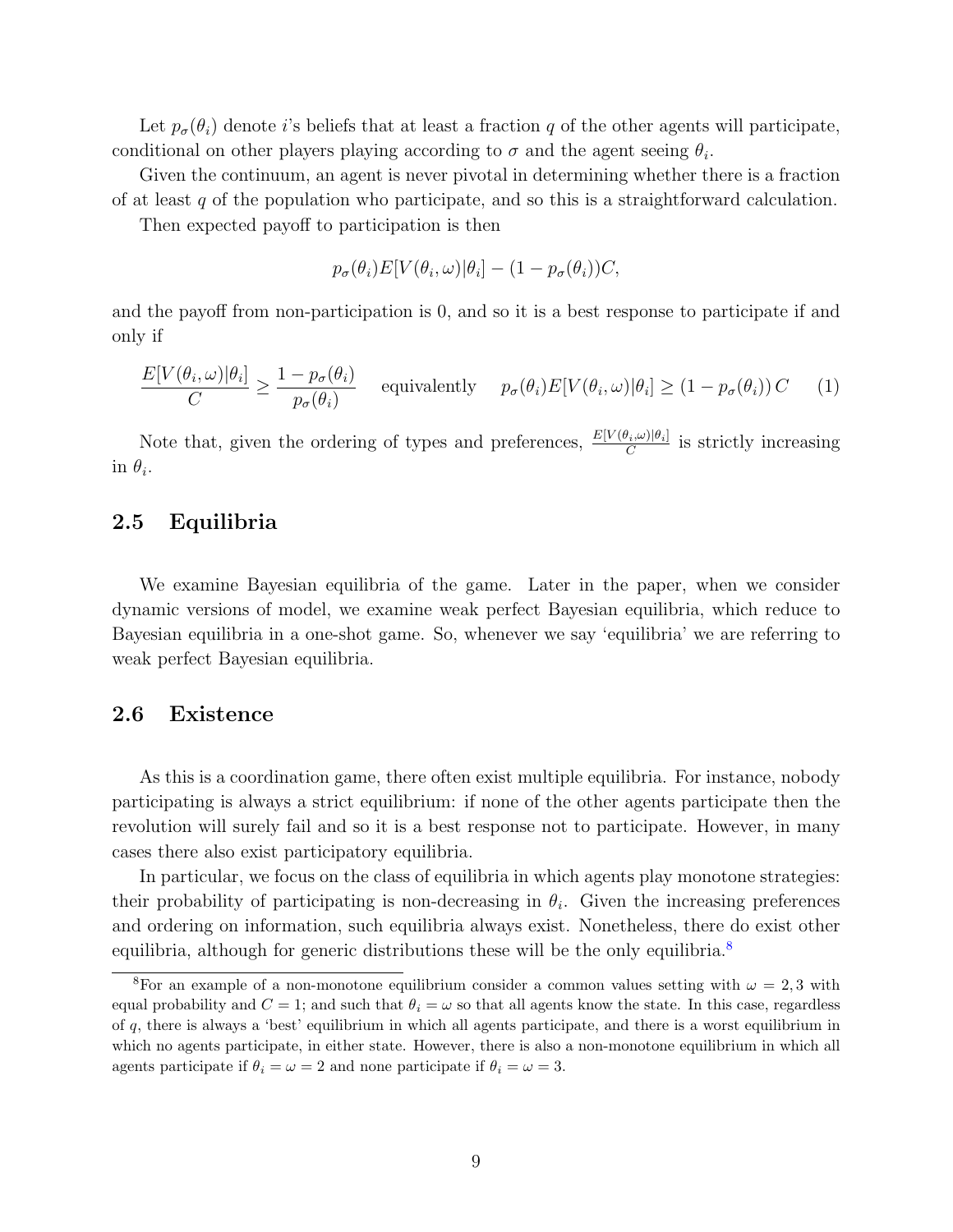Let $p_\sigma(\theta_i)$ denote $i$'s beliefs that at least a fraction $q$ of the other agents will participate, conditional on other players playing according to $\sigma$ and the agent seeing $\theta_i$.

Given the continuum, an agent is never pivotal in determining whether there is a fraction of at least $q$ of the population who participate, and so this is a straightforward calculation.

Then expected payoff to participation is then

$$p_\sigma(\theta_i)E[V(\theta_i,\omega)|\theta_i] - (1-p_\sigma(\theta_i))C,$$

and the payoff from non-participation is 0, and so it is a best response to participate if and only if

$$\frac{E[V(\theta_i,\omega)|\theta_i]}{C} \geq \frac{1-p_\sigma(\theta_i)}{p_\sigma(\theta_i)} \quad \text{equivalently} \quad p_\sigma(\theta_i)E[V(\theta_i,\omega)|\theta_i] \geq (1-p_\sigma(\theta_i))\,C \tag{1}$$

Note that, given the ordering of types and preferences, $\frac{E[V(\theta_i,\omega)|\theta_i]}{C}$ is strictly increasing in $\theta_i$.

## 2.5 Equilibria

We examine Bayesian equilibria of the game. Later in the paper, when we consider dynamic versions of model, we examine weak perfect Bayesian equilibria, which reduce to Bayesian equilibria in a one-shot game. So, whenever we say 'equilibria' we are referring to weak perfect Bayesian equilibria.

## 2.6 Existence

As this is a coordination game, there often exist multiple equilibria. For instance, nobody participating is always a strict equilibrium: if none of the other agents participate then the revolution will surely fail and so it is a best response not to participate. However, in many cases there also exist participatory equilibria.

In particular, we focus on the class of equilibria in which agents play monotone strategies: their probability of participating is non-decreasing in $\theta_i$. Given the increasing preferences and ordering on information, such equilibria always exist. Nonetheless, there do exist other equilibria, although for generic distributions these will be the only equilibria.[8]

[8] For an example of a non-monotone equilibrium consider a common values setting with $\omega = 2, 3$ with equal probability and $C = 1$; and such that $\theta_i = \omega$ so that all agents know the state. In this case, regardless of $q$, there is always a 'best' equilibrium in which all agents participate, and there is a worst equilibrium in which no agents participate, in either state. However, there is also a non-monotone equilibrium in which all agents participate if $\theta_i = \omega = 2$ and none participate if $\theta_i = \omega = 3$.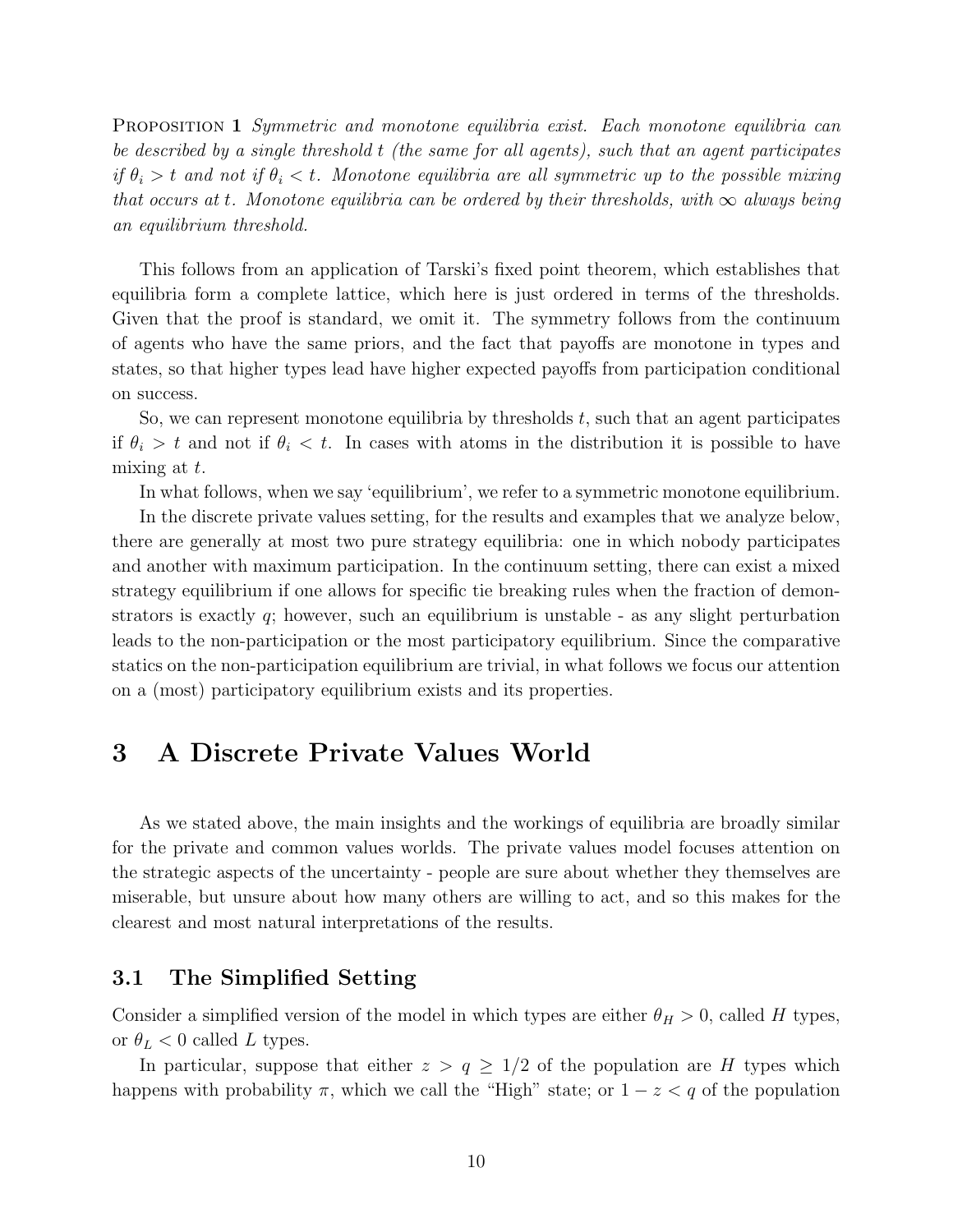Proposition 1 *Symmetric and monotone equilibria exist. Each monotone equilibria can be described by a single threshold $t$ (the same for all agents), such that an agent participates if $\theta_i > t$ and not if $\theta_i < t$. Monotone equilibria are all symmetric up to the possible mixing that occurs at $t$. Monotone equilibria can be ordered by their thresholds, with $\infty$ always being an equilibrium threshold.*

This follows from an application of Tarski's fixed point theorem, which establishes that equilibria form a complete lattice, which here is just ordered in terms of the thresholds. Given that the proof is standard, we omit it. The symmetry follows from the continuum of agents who have the same priors, and the fact that payoffs are monotone in types and states, so that higher types lead have higher expected payoffs from participation conditional on success.

So, we can represent monotone equilibria by thresholds $t$, such that an agent participates if $\theta_i > t$ and not if $\theta_i < t$. In cases with atoms in the distribution it is possible to have mixing at $t$.

In what follows, when we say 'equilibrium', we refer to a symmetric monotone equilibrium.

In the discrete private values setting, for the results and examples that we analyze below, there are generally at most two pure strategy equilibria: one in which nobody participates and another with maximum participation. In the continuum setting, there can exist a mixed strategy equilibrium if one allows for specific tie breaking rules when the fraction of demonstrators is exactly $q$; however, such an equilibrium is unstable - as any slight perturbation leads to the non-participation or the most participatory equilibrium. Since the comparative statics on the non-participation equilibrium are trivial, in what follows we focus our attention on a (most) participatory equilibrium exists and its properties.

# 3 A Discrete Private Values World

As we stated above, the main insights and the workings of equilibria are broadly similar for the private and common values worlds. The private values model focuses attention on the strategic aspects of the uncertainty - people are sure about whether they themselves are miserable, but unsure about how many others are willing to act, and so this makes for the clearest and most natural interpretations of the results.

## 3.1 The Simplified Setting

Consider a simplified version of the model in which types are either $\theta_H > 0$, called $H$ types, or $\theta_L < 0$ called $L$ types.

In particular, suppose that either $z > q \geq 1/2$ of the population are $H$ types which happens with probability $\pi$, which we call the "High" state; or $1 - z < q$ of the population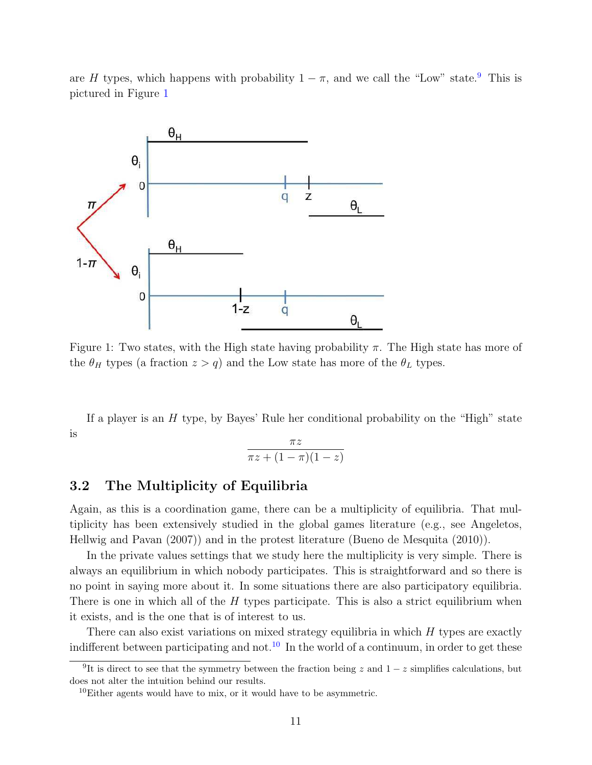are $H$ types, which happens with probability $1 - \pi$, and we call the "Low" state.[9] This is pictured in Figure 1

Figure 1: Two states, with the High state having probability $\pi$. The High state has more of the $\theta_H$ types (a fraction $z > q$) and the Low state has more of the $\theta_L$ types.

If a player is an $H$ type, by Bayes' Rule her conditional probability on the "High" state is

$$\frac{\pi z}{\pi z + (1-\pi)(1-z)}$$

### 3.2 The Multiplicity of Equilibria

Again, as this is a coordination game, there can be a multiplicity of equilibria. That multiplicity has been extensively studied in the global games literature (e.g., see Angeletos, Hellwig and Pavan (2007)) and in the protest literature (Bueno de Mesquita (2010)).

In the private values settings that we study here the multiplicity is very simple. There is always an equilibrium in which nobody participates. This is straightforward and so there is no point in saying more about it. In some situations there are also participatory equilibria. There is one in which all of the $H$ types participate. This is also a strict equilibrium when it exists, and is the one that is of interest to us.

There can also exist variations on mixed strategy equilibria in which $H$ types are exactly indifferent between participating and not.[10] In the world of a continuum, in order to get these

[9] It is direct to see that the symmetry between the fraction being $z$ and $1 - z$ simplifies calculations, but does not alter the intuition behind our results.

[10] Either agents would have to mix, or it would have to be asymmetric.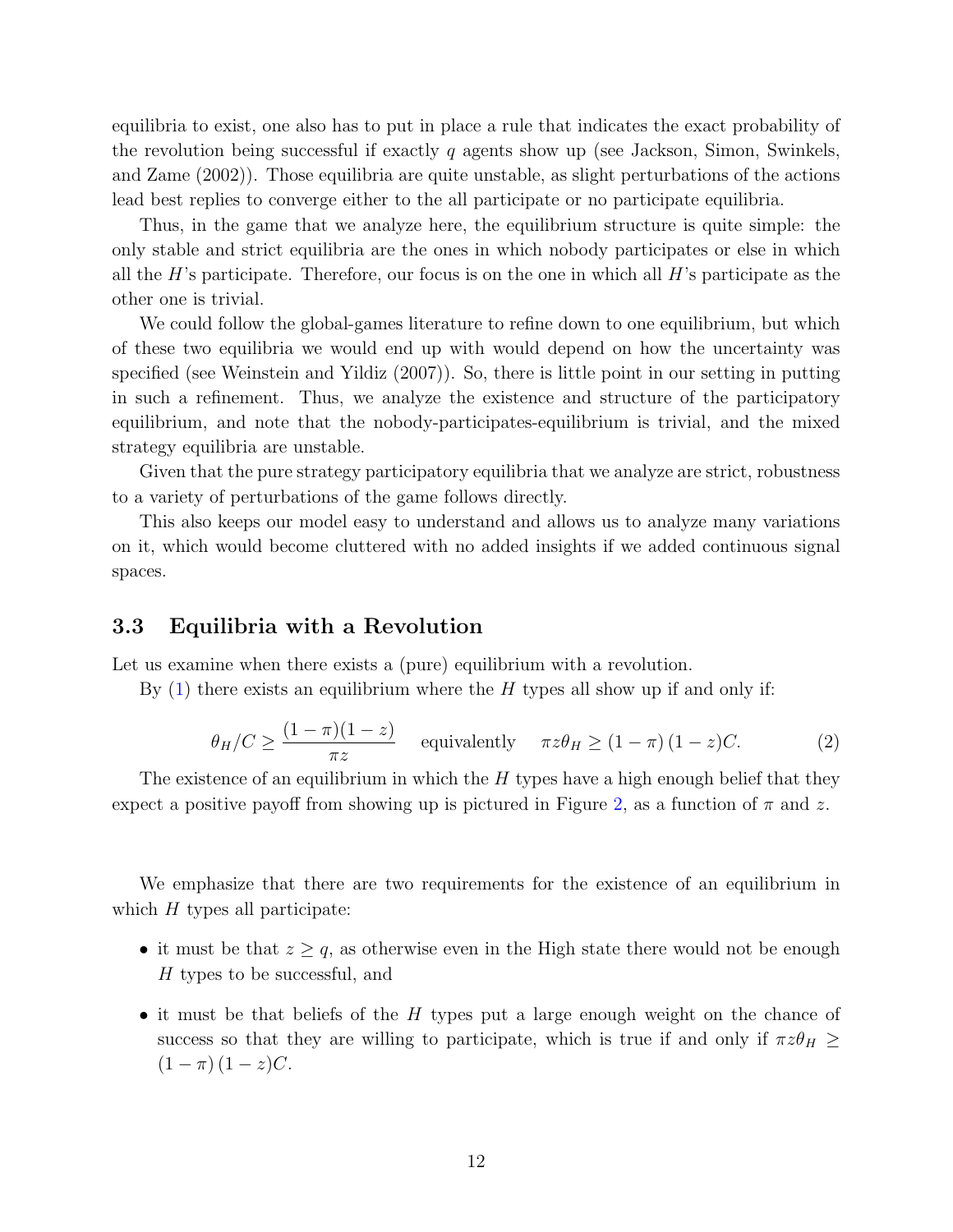equilibria to exist, one also has to put in place a rule that indicates the exact probability of the revolution being successful if exactly $q$ agents show up (see Jackson, Simon, Swinkels, and Zame (2002)). Those equilibria are quite unstable, as slight perturbations of the actions lead best replies to converge either to the all participate or no participate equilibria.

Thus, in the game that we analyze here, the equilibrium structure is quite simple: the only stable and strict equilibria are the ones in which nobody participates or else in which all the $H$'s participate. Therefore, our focus is on the one in which all $H$'s participate as the other one is trivial.

We could follow the global-games literature to refine down to one equilibrium, but which of these two equilibria we would end up with would depend on how the uncertainty was specified (see Weinstein and Yildiz (2007)). So, there is little point in our setting in putting in such a refinement. Thus, we analyze the existence and structure of the participatory equilibrium, and note that the nobody-participates-equilibrium is trivial, and the mixed strategy equilibria are unstable.

Given that the pure strategy participatory equilibria that we analyze are strict, robustness to a variety of perturbations of the game follows directly.

This also keeps our model easy to understand and allows us to analyze many variations on it, which would become cluttered with no added insights if we added continuous signal spaces.

### 3.3 Equilibria with a Revolution

Let us examine when there exists a (pure) equilibrium with a revolution.

By (1) there exists an equilibrium where the $H$ types all show up if and only if:

$$\theta_H/C \geq \frac{(1-\pi)(1-z)}{\pi z} \quad \text{equivalently} \quad \pi z \theta_H \geq (1-\pi)(1-z)C. \tag{2}$$

The existence of an equilibrium in which the $H$ types have a high enough belief that they expect a positive payoff from showing up is pictured in Figure 2, as a function of $\pi$ and $z$.

We emphasize that there are two requirements for the existence of an equilibrium in which $H$ types all participate:

- it must be that $z \geq q$, as otherwise even in the High state there would not be enough $H$ types to be successful, and
- it must be that beliefs of the $H$ types put a large enough weight on the chance of success so that they are willing to participate, which is true if and only if $\pi z \theta_H \geq (1-\pi)(1-z)C$.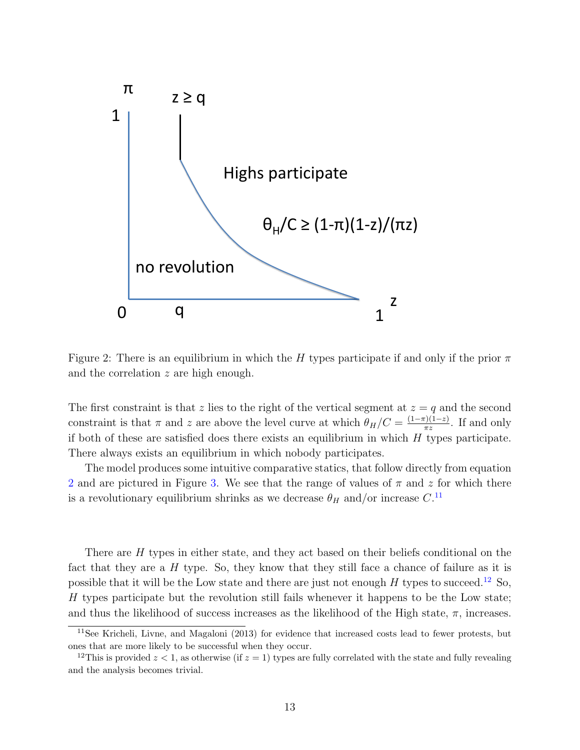Figure 2: There is an equilibrium in which the $H$ types participate if and only if the prior $\pi$ and the correlation $z$ are high enough.

The first constraint is that $z$ lies to the right of the vertical segment at $z = q$ and the second constraint is that $\pi$ and $z$ are above the level curve at which $\theta_H/C = \frac{(1-\pi)(1-z)}{\pi z}$. If and only if both of these are satisfied does there exists an equilibrium in which $H$ types participate. There always exists an equilibrium in which nobody participates.

The model produces some intuitive comparative statics, that follow directly from equation 2 and are pictured in Figure 3. We see that the range of values of $\pi$ and $z$ for which there is a revolutionary equilibrium shrinks as we decrease $\theta_H$ and/or increase $C$.[11]

There are $H$ types in either state, and they act based on their beliefs conditional on the fact that they are a $H$ type. So, they know that they still face a chance of failure as it is possible that it will be the Low state and there are just not enough $H$ types to succeed.[12] So, $H$ types participate but the revolution still fails whenever it happens to be the Low state; and thus the likelihood of success increases as the likelihood of the High state, $\pi$, increases.

[11] See Kricheli, Livne, and Magaloni (2013) for evidence that increased costs lead to fewer protests, but ones that are more likely to be successful when they occur.

[12] This is provided $z < 1$, as otherwise (if $z = 1$) types are fully correlated with the state and fully revealing and the analysis becomes trivial.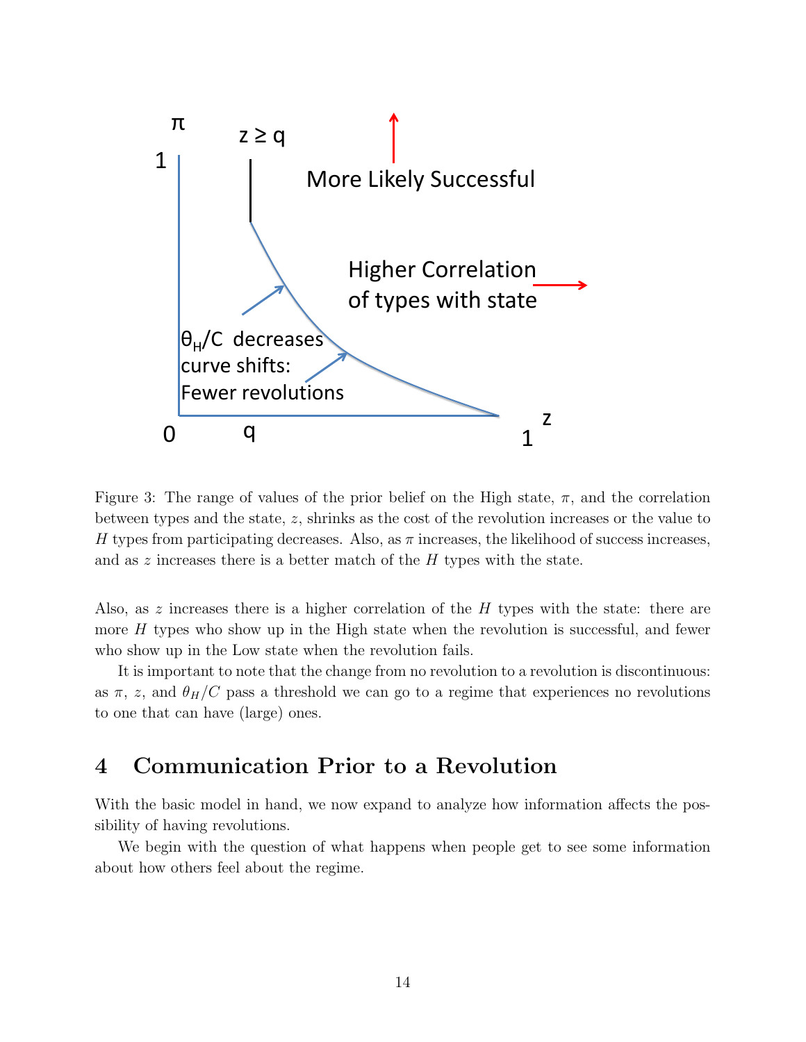Figure 3: The range of values of the prior belief on the High state, $\pi$, and the correlation between types and the state, $z$, shrinks as the cost of the revolution increases or the value to $H$ types from participating decreases. Also, as $\pi$ increases, the likelihood of success increases, and as $z$ increases there is a better match of the $H$ types with the state.

Also, as $z$ increases there is a higher correlation of the $H$ types with the state: there are more $H$ types who show up in the High state when the revolution is successful, and fewer who show up in the Low state when the revolution fails.

It is important to note that the change from no revolution to a revolution is discontinuous: as $\pi$, $z$, and $\theta_H/C$ pass a threshold we can go to a regime that experiences no revolutions to one that can have (large) ones.

## 4 Communication Prior to a Revolution

With the basic model in hand, we now expand to analyze how information affects the possibility of having revolutions.

We begin with the question of what happens when people get to see some information about how others feel about the regime.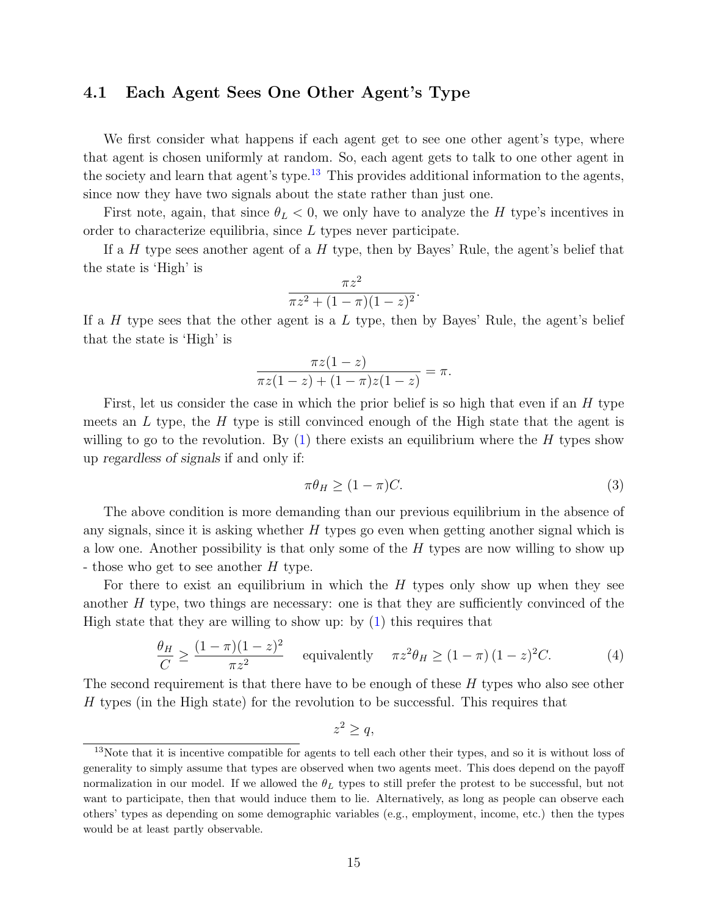### 4.1 Each Agent Sees One Other Agent's Type

We first consider what happens if each agent get to see one other agent's type, where that agent is chosen uniformly at random. So, each agent gets to talk to one other agent in the society and learn that agent's type.[13] This provides additional information to the agents, since now they have two signals about the state rather than just one.

First note, again, that since $\theta_L < 0$, we only have to analyze the $H$ type's incentives in order to characterize equilibria, since $L$ types never participate.

If a $H$ type sees another agent of a $H$ type, then by Bayes' Rule, the agent's belief that the state is 'High' is

$$\frac{\pi z^2}{\pi z^2 + (1-\pi)(1-z)^2}.$$

If a $H$ type sees that the other agent is a $L$ type, then by Bayes' Rule, the agent's belief that the state is 'High' is

$$\frac{\pi z(1-z)}{\pi z(1-z) + (1-\pi)z(1-z)} = \pi.$$

First, let us consider the case in which the prior belief is so high that even if an $H$ type meets an $L$ type, the $H$ type is still convinced enough of the High state that the agent is willing to go to the revolution. By (1) there exists an equilibrium where the $H$ types show up *regardless of signals* if and only if:

$$\pi\theta_H \geq (1-\pi)C. \tag{3}$$

The above condition is more demanding than our previous equilibrium in the absence of any signals, since it is asking whether $H$ types go even when getting another signal which is a low one. Another possibility is that only some of the $H$ types are now willing to show up - those who get to see another $H$ type.

For there to exist an equilibrium in which the $H$ types only show up when they see another $H$ type, two things are necessary: one is that they are sufficiently convinced of the High state that they are willing to show up: by (1) this requires that

$$\frac{\theta_H}{C} \geq \frac{(1-\pi)(1-z)^2}{\pi z^2} \quad \text{equivalently} \quad \pi z^2\theta_H \geq (1-\pi)(1-z)^2 C. \tag{4}$$

The second requirement is that there have to be enough of these $H$ types who also see other $H$ types (in the High state) for the revolution to be successful. This requires that

$$z^2 \geq q,$$

[13] Note that it is incentive compatible for agents to tell each other their types, and so it is without loss of generality to simply assume that types are observed when two agents meet. This does depend on the payoff normalization in our model. If we allowed the $\theta_L$ types to still prefer the protest to be successful, but not want to participate, then that would induce them to lie. Alternatively, as long as people can observe each others' types as depending on some demographic variables (e.g., employment, income, etc.) then the types would be at least partly observable.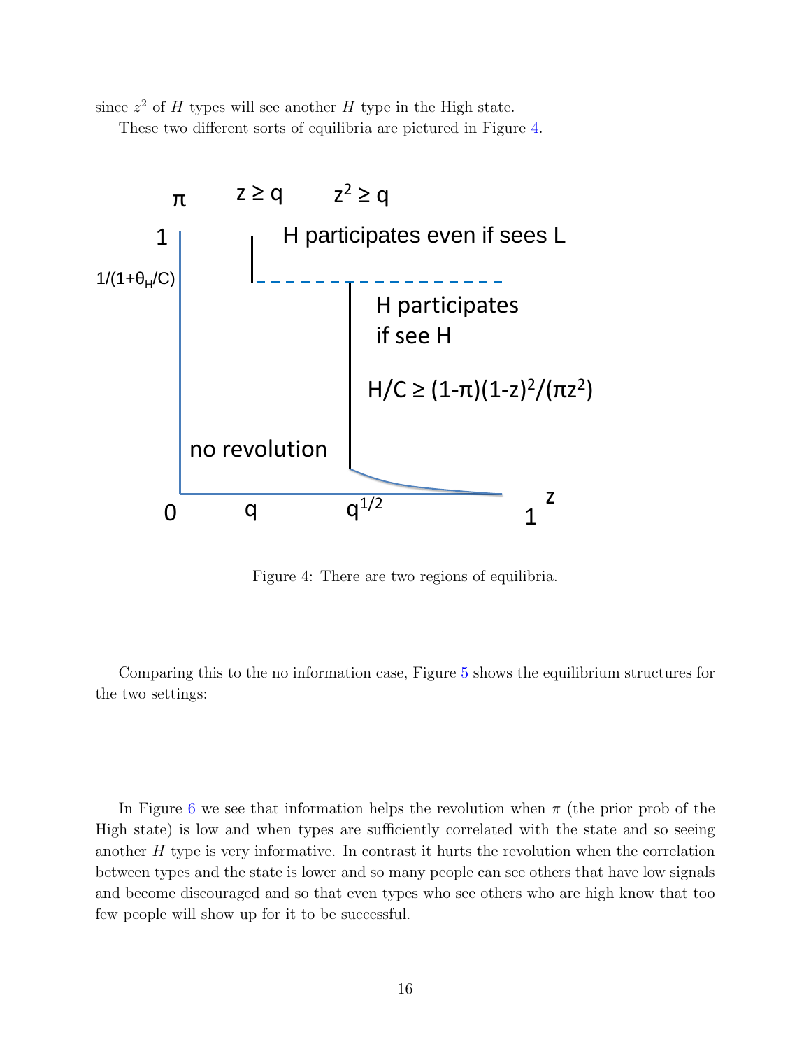since $z^2$ of $H$ types will see another $H$ type in the High state.

These two different sorts of equilibria are pictured in Figure 4.

Figure 4: There are two regions of equilibria.

Comparing this to the no information case, Figure 5 shows the equilibrium structures for the two settings:

In Figure 6 we see that information helps the revolution when $\pi$ (the prior prob of the High state) is low and when types are sufficiently correlated with the state and so seeing another $H$ type is very informative. In contrast it hurts the revolution when the correlation between types and the state is lower and so many people can see others that have low signals and become discouraged and so that even types who see others who are high know that too few people will show up for it to be successful.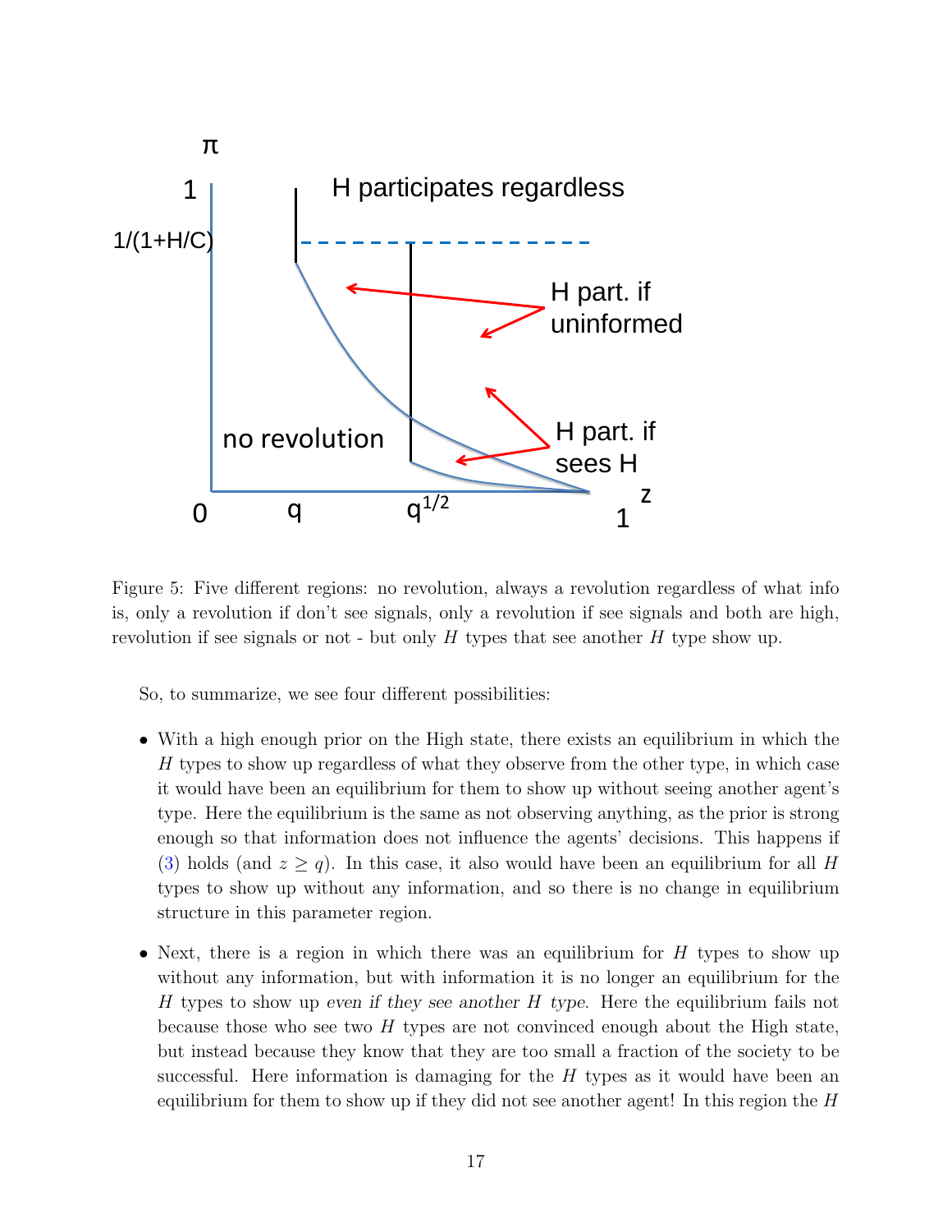Figure 5: Five different regions: no revolution, always a revolution regardless of what info is, only a revolution if don't see signals, only a revolution if see signals and both are high, revolution if see signals or not - but only $H$ types that see another $H$ type show up.

So, to summarize, we see four different possibilities:

- With a high enough prior on the High state, there exists an equilibrium in which the $H$ types to show up regardless of what they observe from the other type, in which case it would have been an equilibrium for them to show up without seeing another agent's type. Here the equilibrium is the same as not observing anything, as the prior is strong enough so that information does not influence the agents' decisions. This happens if (3) holds (and $z \geq q$). In this case, it also would have been an equilibrium for all $H$ types to show up without any information, and so there is no change in equilibrium structure in this parameter region.

- Next, there is a region in which there was an equilibrium for $H$ types to show up without any information, but with information it is no longer an equilibrium for the $H$ types to show up *even if they see another $H$ type*. Here the equilibrium fails not because those who see two $H$ types are not convinced enough about the High state, but instead because they know that they are too small a fraction of the society to be successful. Here information is damaging for the $H$ types as it would have been an equilibrium for them to show up if they did not see another agent! In this region the $H$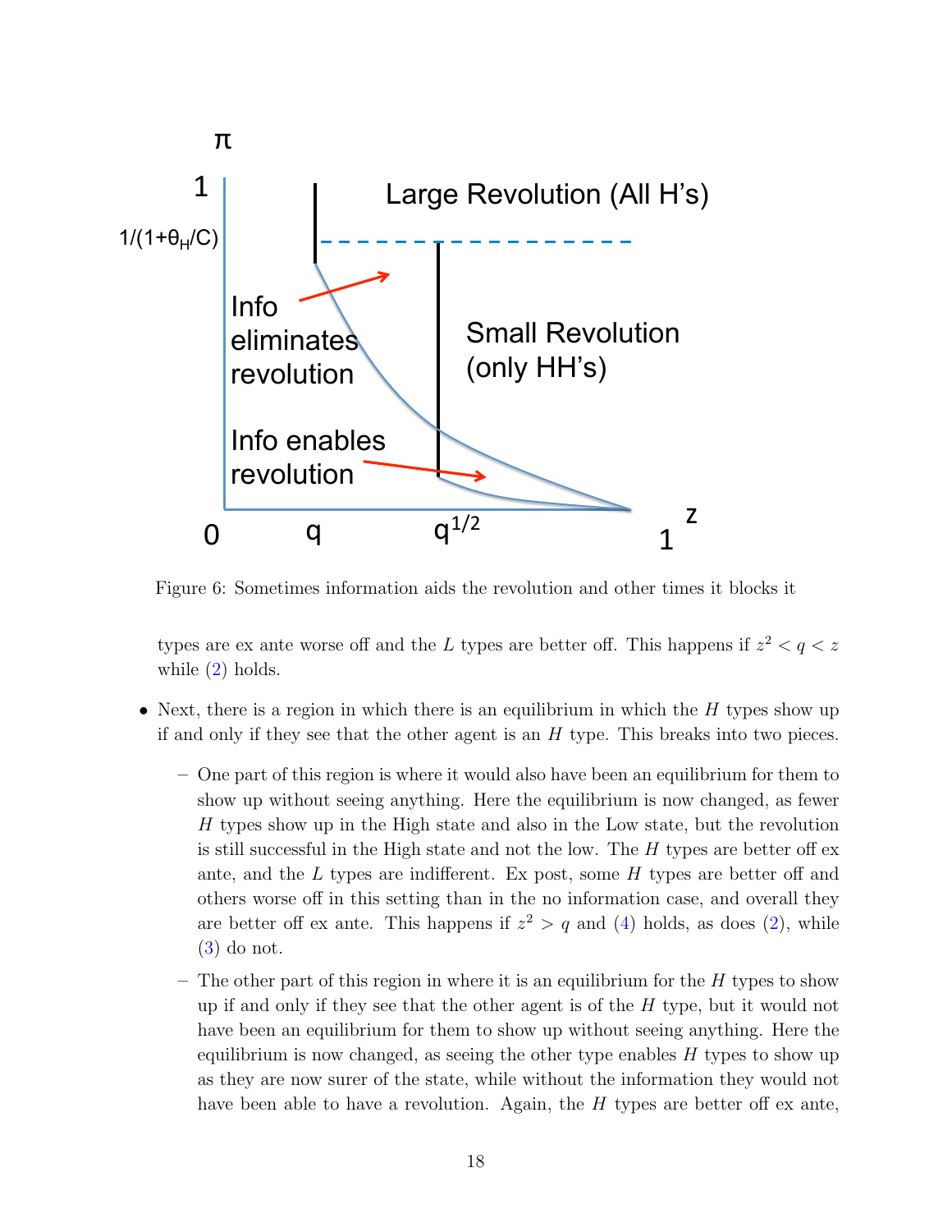Figure 6: Sometimes information aids the revolution and other times it blocks it

types are ex ante worse off and the $L$ types are better off. This happens if $z^2 < q < z$ while (2) holds.

- Next, there is a region in which there is an equilibrium in which the $H$ types show up if and only if they see that the other agent is an $H$ type. This breaks into two pieces.
  - One part of this region is where it would also have been an equilibrium for them to show up without seeing anything. Here the equilibrium is now changed, as fewer $H$ types show up in the High state and also in the Low state, but the revolution is still successful in the High state and not the low. The $H$ types are better off ex ante, and the $L$ types are indifferent. Ex post, some $H$ types are better off and others worse off in this setting than in the no information case, and overall they are better off ex ante. This happens if $z^2 > q$ and (4) holds, as does (2), while (3) do not.
  - The other part of this region in where it is an equilibrium for the $H$ types to show up if and only if they see that the other agent is of the $H$ type, but it would not have been an equilibrium for them to show up without seeing anything. Here the equilibrium is now changed, as seeing the other type enables $H$ types to show up as they are now surer of the state, while without the information they would not have been able to have a revolution. Again, the $H$ types are better off ex ante,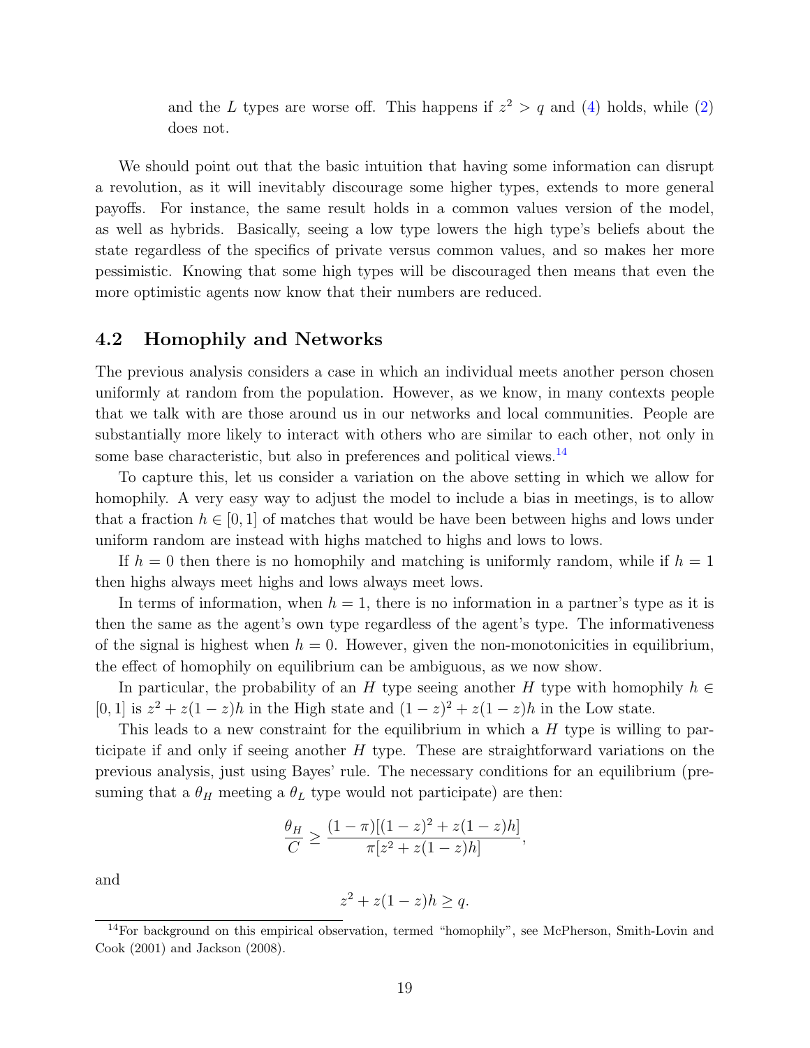and the $L$ types are worse off. This happens if $z^2 > q$ and (4) holds, while (2) does not.

We should point out that the basic intuition that having some information can disrupt a revolution, as it will inevitably discourage some higher types, extends to more general payoffs. For instance, the same result holds in a common values version of the model, as well as hybrids. Basically, seeing a low type lowers the high type's beliefs about the state regardless of the specifics of private versus common values, and so makes her more pessimistic. Knowing that some high types will be discouraged then means that even the more optimistic agents now know that their numbers are reduced.

## 4.2 Homophily and Networks

The previous analysis considers a case in which an individual meets another person chosen uniformly at random from the population. However, as we know, in many contexts people that we talk with are those around us in our networks and local communities. People are substantially more likely to interact with others who are similar to each other, not only in some base characteristic, but also in preferences and political views.[14]

To capture this, let us consider a variation on the above setting in which we allow for homophily. A very easy way to adjust the model to include a bias in meetings, is to allow that a fraction $h \in [0, 1]$ of matches that would be have been between highs and lows under uniform random are instead with highs matched to highs and lows to lows.

If $h = 0$ then there is no homophily and matching is uniformly random, while if $h = 1$ then highs always meet highs and lows always meet lows.

In terms of information, when $h = 1$, there is no information in a partner's type as it is then the same as the agent's own type regardless of the agent's type. The informativeness of the signal is highest when $h = 0$. However, given the non-monotonicities in equilibrium, the effect of homophily on equilibrium can be ambiguous, as we now show.

In particular, the probability of an $H$ type seeing another $H$ type with homophily $h \in [0, 1]$ is $z^2 + z(1-z)h$ in the High state and $(1-z)^2 + z(1-z)h$ in the Low state.

This leads to a new constraint for the equilibrium in which a $H$ type is willing to participate if and only if seeing another $H$ type. These are straightforward variations on the previous analysis, just using Bayes' rule. The necessary conditions for an equilibrium (presuming that a $\theta_H$ meeting a $\theta_L$ type would not participate) are then:

$$\frac{\theta_H}{C} \geq \frac{(1-\pi)[(1-z)^2 + z(1-z)h]}{\pi[z^2 + z(1-z)h]},$$

and

$$z^2 + z(1-z)h \geq q.$$

[14] For background on this empirical observation, termed "homophily", see McPherson, Smith-Lovin and Cook (2001) and Jackson (2008).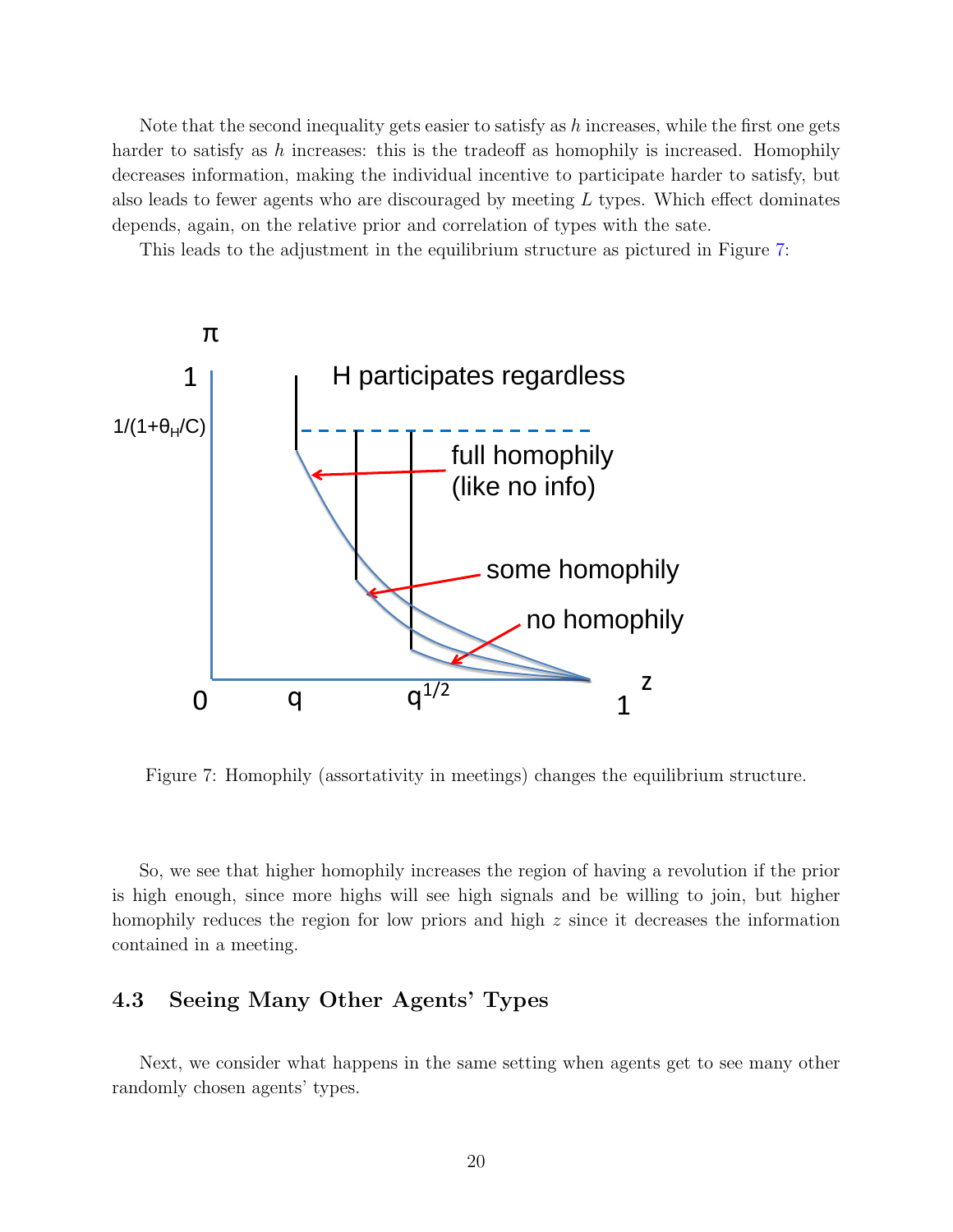Note that the second inequality gets easier to satisfy as $h$ increases, while the first one gets harder to satisfy as $h$ increases: this is the tradeoff as homophily is increased. Homophily decreases information, making the individual incentive to participate harder to satisfy, but also leads to fewer agents who are discouraged by meeting $L$ types. Which effect dominates depends, again, on the relative prior and correlation of types with the sate.

This leads to the adjustment in the equilibrium structure as pictured in Figure 7:

Figure 7: Homophily (assortativity in meetings) changes the equilibrium structure.

So, we see that higher homophily increases the region of having a revolution if the prior is high enough, since more highs will see high signals and be willing to join, but higher homophily reduces the region for low priors and high $z$ since it decreases the information contained in a meeting.

### 4.3 Seeing Many Other Agents' Types

Next, we consider what happens in the same setting when agents get to see many other randomly chosen agents' types.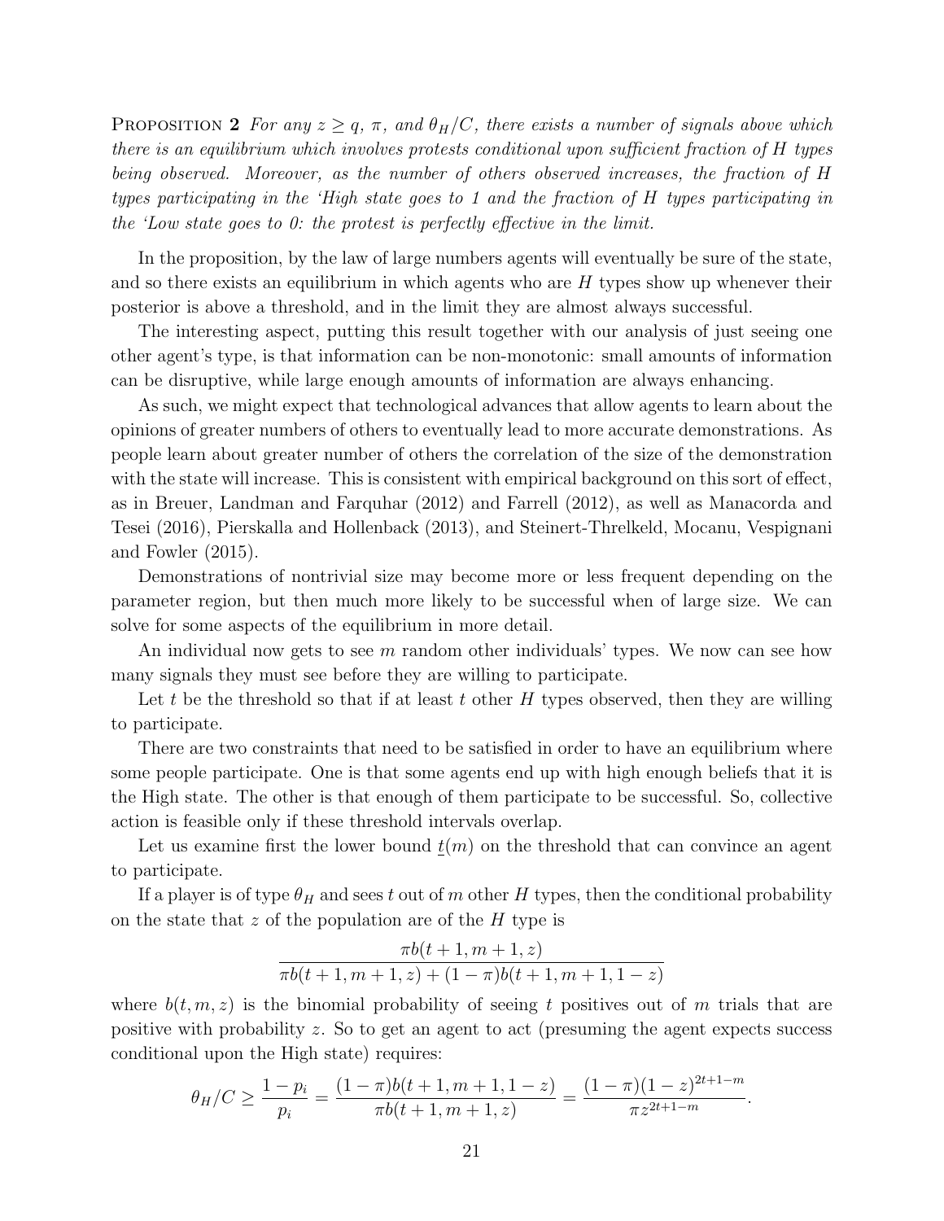**Proposition 2** *For any $z \geq q$, $\pi$, and $\theta_H/C$, there exists a number of signals above which there is an equilibrium which involves protests conditional upon sufficient fraction of $H$ types being observed. Moreover, as the number of others observed increases, the fraction of $H$ types participating in the 'High state goes to 1 and the fraction of $H$ types participating in the 'Low state goes to 0: the protest is perfectly effective in the limit.*

In the proposition, by the law of large numbers agents will eventually be sure of the state, and so there exists an equilibrium in which agents who are $H$ types show up whenever their posterior is above a threshold, and in the limit they are almost always successful.

The interesting aspect, putting this result together with our analysis of just seeing one other agent's type, is that information can be non-monotonic: small amounts of information can be disruptive, while large enough amounts of information are always enhancing.

As such, we might expect that technological advances that allow agents to learn about the opinions of greater numbers of others to eventually lead to more accurate demonstrations. As people learn about greater number of others the correlation of the size of the demonstration with the state will increase. This is consistent with empirical background on this sort of effect, as in Breuer, Landman and Farquhar (2012) and Farrell (2012), as well as Manacorda and Tesei (2016), Pierskalla and Hollenback (2013), and Steinert-Threlkeld, Mocanu, Vespignani and Fowler (2015).

Demonstrations of nontrivial size may become more or less frequent depending on the parameter region, but then much more likely to be successful when of large size. We can solve for some aspects of the equilibrium in more detail.

An individual now gets to see $m$ random other individuals' types. We now can see how many signals they must see before they are willing to participate.

Let $t$ be the threshold so that if at least $t$ other $H$ types observed, then they are willing to participate.

There are two constraints that need to be satisfied in order to have an equilibrium where some people participate. One is that some agents end up with high enough beliefs that it is the High state. The other is that enough of them participate to be successful. So, collective action is feasible only if these threshold intervals overlap.

Let us examine first the lower bound $\underline{t}(m)$ on the threshold that can convince an agent to participate.

If a player is of type $\theta_H$ and sees $t$ out of $m$ other $H$ types, then the conditional probability on the state that $z$ of the population are of the $H$ type is

$$\frac{\pi b(t+1, m+1, z)}{\pi b(t+1, m+1, z) + (1-\pi) b(t+1, m+1, 1-z)}$$

where $b(t, m, z)$ is the binomial probability of seeing $t$ positives out of $m$ trials that are positive with probability $z$. So to get an agent to act (presuming the agent expects success conditional upon the High state) requires:

$$\theta_H/C \geq \frac{1-p_i}{p_i} = \frac{(1-\pi) b(t+1, m+1, 1-z)}{\pi b(t+1, m+1, z)} = \frac{(1-\pi)(1-z)^{2t+1-m}}{\pi z^{2t+1-m}}.$$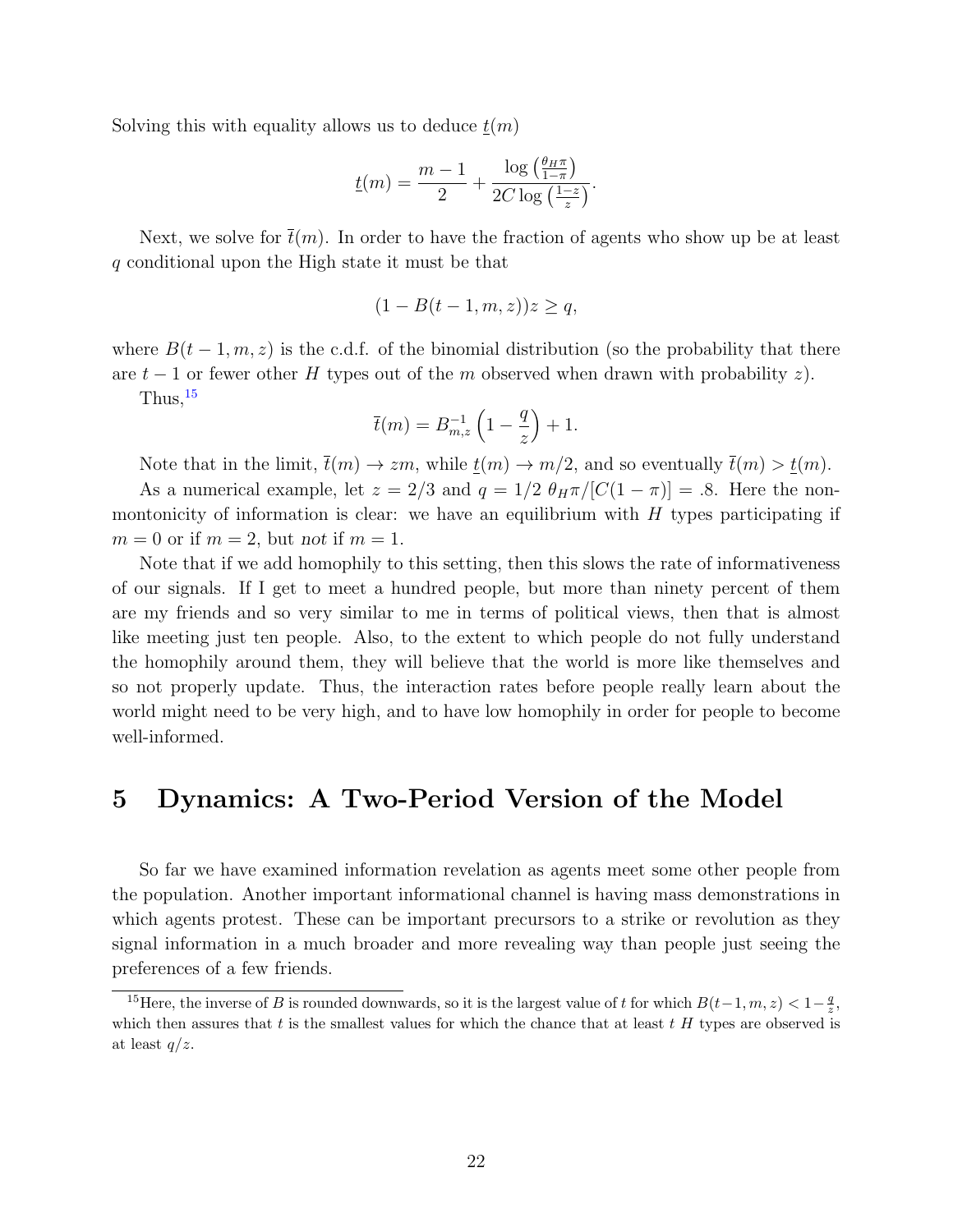Solving this with equality allows us to deduce $\underline{t}(m)$

$$\underline{t}(m) = \frac{m-1}{2} + \frac{\log\left(\frac{\theta_H \pi}{1-\pi}\right)}{2C\log\left(\frac{1-z}{z}\right)}.$$

Next, we solve for $\bar{t}(m)$. In order to have the fraction of agents who show up be at least $q$ conditional upon the High state it must be that

$$(1 - B(t-1, m, z))z \geq q,$$

where $B(t-1, m, z)$ is the c.d.f. of the binomial distribution (so the probability that there are $t-1$ or fewer other $H$ types out of the $m$ observed when drawn with probability $z$).

Thus,[15]

$$\bar{t}(m) = B^{-1}_{m,z}\left(1 - \frac{q}{z}\right) + 1.$$

Note that in the limit, $\bar{t}(m) \to zm$, while $\underline{t}(m) \to m/2$, and so eventually $\bar{t}(m) > \underline{t}(m)$.

As a numerical example, let $z = 2/3$ and $q = 1/2$ $\theta_H \pi/[C(1-\pi)] = .8$. Here the non-montonicity of information is clear: we have an equilibrium with $H$ types participating if $m = 0$ or if $m = 2$, but *not* if $m = 1$.

Note that if we add homophily to this setting, then this slows the rate of informativeness of our signals. If I get to meet a hundred people, but more than ninety percent of them are my friends and so very similar to me in terms of political views, then that is almost like meeting just ten people. Also, to the extent to which people do not fully understand the homophily around them, they will believe that the world is more like themselves and so not properly update. Thus, the interaction rates before people really learn about the world might need to be very high, and to have low homophily in order for people to become well-informed.

# 5 Dynamics: A Two-Period Version of the Model

So far we have examined information revelation as agents meet some other people from the population. Another important informational channel is having mass demonstrations in which agents protest. These can be important precursors to a strike or revolution as they signal information in a much broader and more revealing way than people just seeing the preferences of a few friends.

[15] Here, the inverse of $B$ is rounded downwards, so it is the largest value of $t$ for which $B(t-1, m, z) < 1 - \frac{q}{z}$, which then assures that $t$ is the smallest values for which the chance that at least $t$ $H$ types are observed is at least $q/z$.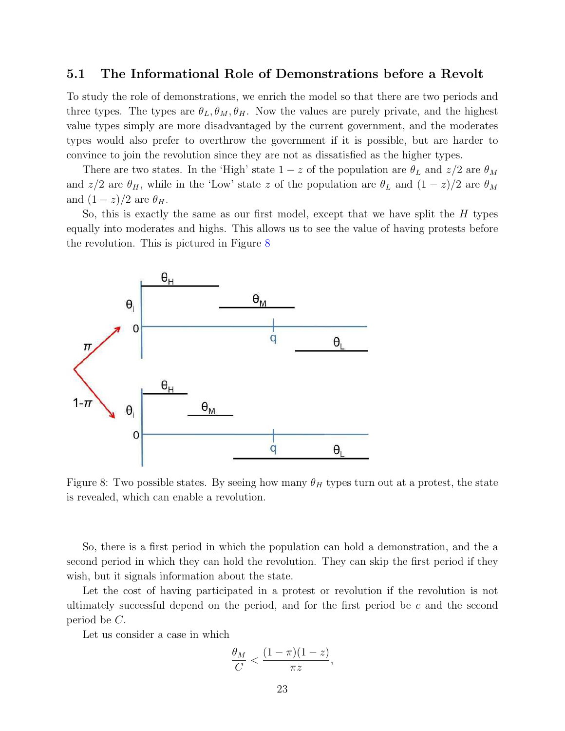### 5.1 The Informational Role of Demonstrations before a Revolt

To study the role of demonstrations, we enrich the model so that there are two periods and three types. The types are $\theta_L, \theta_M, \theta_H$. Now the values are purely private, and the highest value types simply are more disadvantaged by the current government, and the moderates types would also prefer to overthrow the government if it is possible, but are harder to convince to join the revolution since they are not as dissatisfied as the higher types.

There are two states. In the 'High' state $1-z$ of the population are $\theta_L$ and $z/2$ are $\theta_M$ and $z/2$ are $\theta_H$, while in the 'Low' state $z$ of the population are $\theta_L$ and $(1-z)/2$ are $\theta_M$ and $(1-z)/2$ are $\theta_H$.

So, this is exactly the same as our first model, except that we have split the $H$ types equally into moderates and highs. This allows us to see the value of having protests before the revolution. This is pictured in Figure 8

Figure 8: Two possible states. By seeing how many $\theta_H$ types turn out at a protest, the state is revealed, which can enable a revolution.

So, there is a first period in which the population can hold a demonstration, and the a second period in which they can hold the revolution. They can skip the first period if they wish, but it signals information about the state.

Let the cost of having participated in a protest or revolution if the revolution is not ultimately successful depend on the period, and for the first period be $c$ and the second period be $C$.

Let us consider a case in which

$$\frac{\theta_M}{C} < \frac{(1-\pi)(1-z)}{\pi z},$$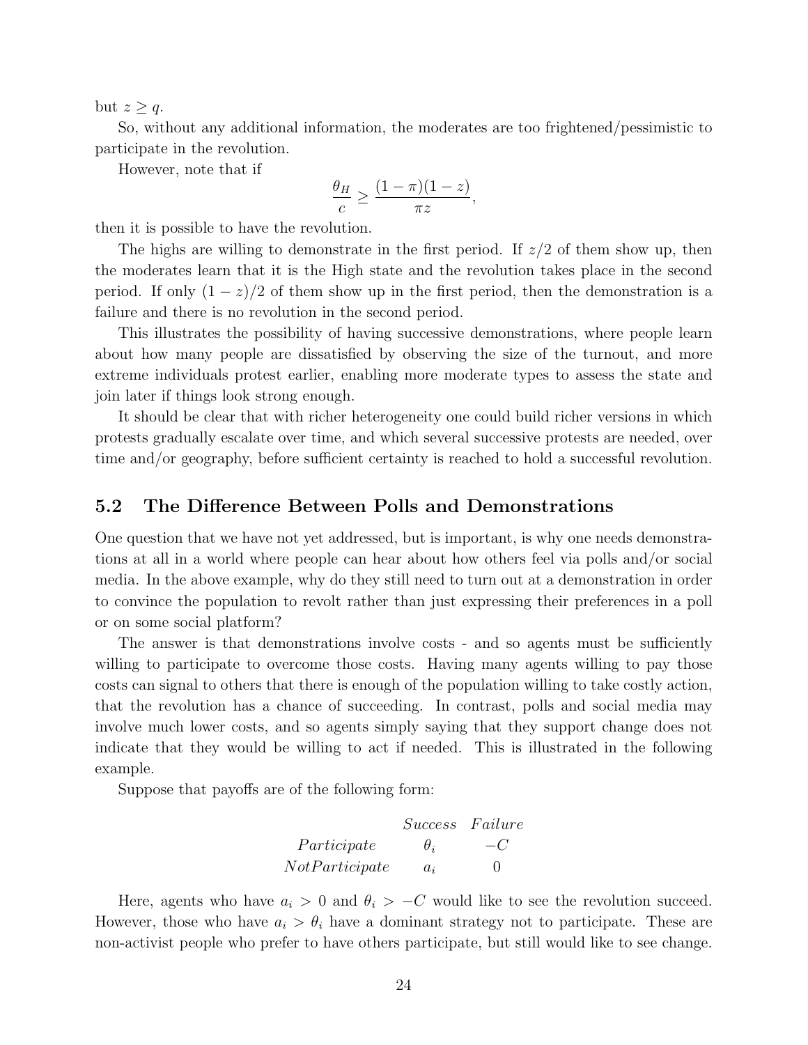but $z \geq q$.

So, without any additional information, the moderates are too frightened/pessimistic to participate in the revolution.

However, note that if

$$\frac{\theta_H}{c} \geq \frac{(1-\pi)(1-z)}{\pi z},$$

then it is possible to have the revolution.

The highs are willing to demonstrate in the first period. If $z/2$ of them show up, then the moderates learn that it is the High state and the revolution takes place in the second period. If only $(1-z)/2$ of them show up in the first period, then the demonstration is a failure and there is no revolution in the second period.

This illustrates the possibility of having successive demonstrations, where people learn about how many people are dissatisfied by observing the size of the turnout, and more extreme individuals protest earlier, enabling more moderate types to assess the state and join later if things look strong enough.

It should be clear that with richer heterogeneity one could build richer versions in which protests gradually escalate over time, and which several successive protests are needed, over time and/or geography, before sufficient certainty is reached to hold a successful revolution.

## 5.2 The Difference Between Polls and Demonstrations

One question that we have not yet addressed, but is important, is why one needs demonstrations at all in a world where people can hear about how others feel via polls and/or social media. In the above example, why do they still need to turn out at a demonstration in order to convince the population to revolt rather than just expressing their preferences in a poll or on some social platform?

The answer is that demonstrations involve costs - and so agents must be sufficiently willing to participate to overcome those costs. Having many agents willing to pay those costs can signal to others that there is enough of the population willing to take costly action, that the revolution has a chance of succeeding. In contrast, polls and social media may involve much lower costs, and so agents simply saying that they support change does not indicate that they would be willing to act if needed. This is illustrated in the following example.

Suppose that payoffs are of the following form:

| | *Success* | *Failure* |
|---|---|---|
| *Participate* | $\theta_i$ | $-C$ |
| *NotParticipate* | $a_i$ | $0$ |

Here, agents who have $a_i > 0$ and $\theta_i > -C$ would like to see the revolution succeed. However, those who have $a_i > \theta_i$ have a dominant strategy not to participate. These are non-activist people who prefer to have others participate, but still would like to see change.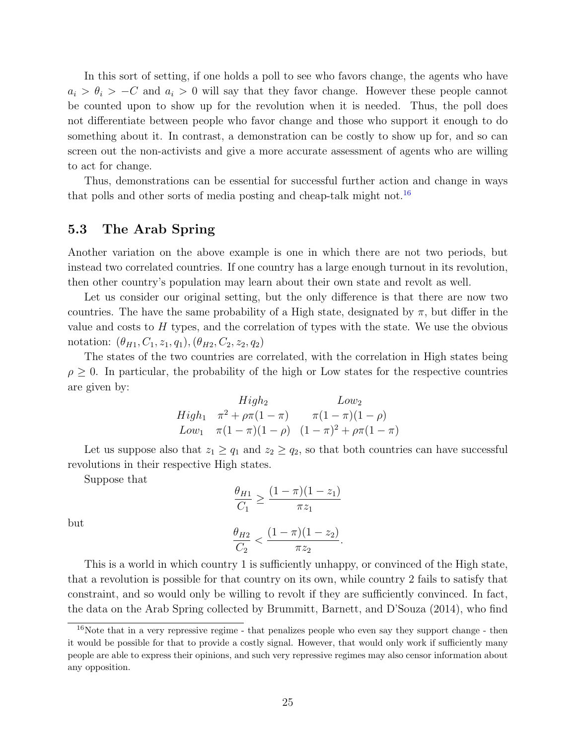In this sort of setting, if one holds a poll to see who favors change, the agents who have $a_i > \theta_i > -C$ and $a_i > 0$ will say that they favor change. However these people cannot be counted upon to show up for the revolution when it is needed. Thus, the poll does not differentiate between people who favor change and those who support it enough to do something about it. In contrast, a demonstration can be costly to show up for, and so can screen out the non-activists and give a more accurate assessment of agents who are willing to act for change.

Thus, demonstrations can be essential for successful further action and change in ways that polls and other sorts of media posting and cheap-talk might not.[16]

### 5.3 The Arab Spring

Another variation on the above example is one in which there are not two periods, but instead two correlated countries. If one country has a large enough turnout in its revolution, then other country's population may learn about their own state and revolt as well.

Let us consider our original setting, but the only difference is that there are now two countries. The have the same probability of a High state, designated by $\pi$, but differ in the value and costs to $H$ types, and the correlation of types with the state. We use the obvious notation: $(\theta_{H1}, C_1, z_1, q_1), (\theta_{H2}, C_2, z_2, q_2)$

The states of the two countries are correlated, with the correlation in High states being $\rho \geq 0$. In particular, the probability of the high or Low states for the respective countries are given by:

| | $High_2$ | $Low_2$ |
|---|---|---|
| $High_1$ | $\pi^2 + \rho\pi(1-\pi)$ | $\pi(1-\pi)(1-\rho)$ |
| $Low_1$ | $\pi(1-\pi)(1-\rho)$ | $(1-\pi)^2 + \rho\pi(1-\pi)$ |

Let us suppose also that $z_1 \geq q_1$ and $z_2 \geq q_2$, so that both countries can have successful revolutions in their respective High states.

Suppose that

$$\frac{\theta_{H1}}{C_1} \geq \frac{(1-\pi)(1-z_1)}{\pi z_1}$$

but

$$\frac{\theta_{H2}}{C_2} < \frac{(1-\pi)(1-z_2)}{\pi z_2}.$$

This is a world in which country 1 is sufficiently unhappy, or convinced of the High state, that a revolution is possible for that country on its own, while country 2 fails to satisfy that constraint, and so would only be willing to revolt if they are sufficiently convinced. In fact, the data on the Arab Spring collected by Brummitt, Barnett, and D'Souza (2014), who find

[16] Note that in a very repressive regime - that penalizes people who even say they support change - then it would be possible for that to provide a costly signal. However, that would only work if sufficiently many people are able to express their opinions, and such very repressive regimes may also censor information about any opposition.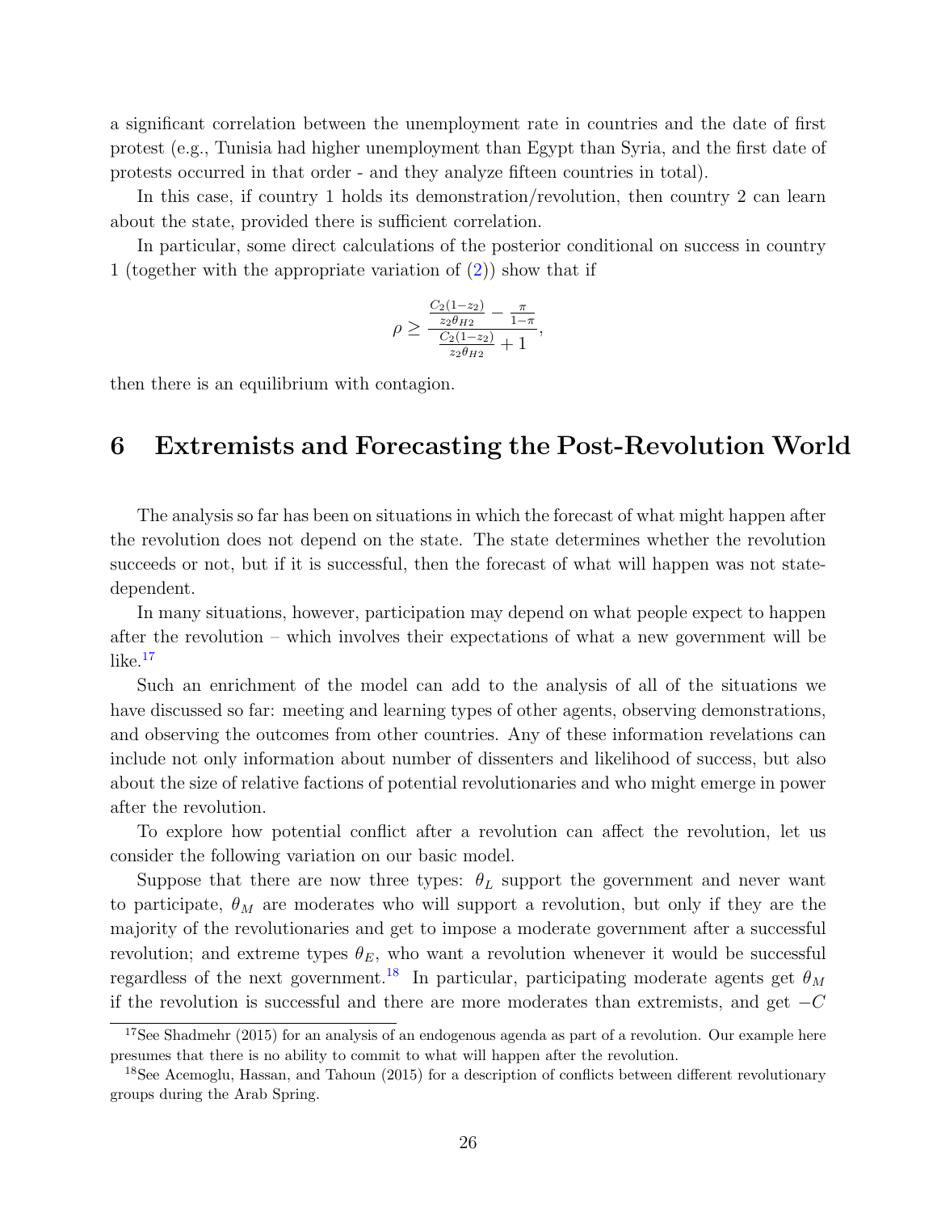a significant correlation between the unemployment rate in countries and the date of first protest (e.g., Tunisia had higher unemployment than Egypt than Syria, and the first date of protests occurred in that order - and they analyze fifteen countries in total).

In this case, if country 1 holds its demonstration/revolution, then country 2 can learn about the state, provided there is sufficient correlation.

In particular, some direct calculations of the posterior conditional on success in country 1 (together with the appropriate variation of (2)) show that if

$$\rho \geq \frac{\frac{C_2(1-z_2)}{z_2\theta_{H2}} - \frac{\pi}{1-\pi}}{\frac{C_2(1-z_2)}{z_2\theta_{H2}} + 1},$$

then there is an equilibrium with contagion.

# 6 Extremists and Forecasting the Post-Revolution World

The analysis so far has been on situations in which the forecast of what might happen after the revolution does not depend on the state. The state determines whether the revolution succeeds or not, but if it is successful, then the forecast of what will happen was not state-dependent.

In many situations, however, participation may depend on what people expect to happen after the revolution – which involves their expectations of what a new government will be like.[17]

Such an enrichment of the model can add to the analysis of all of the situations we have discussed so far: meeting and learning types of other agents, observing demonstrations, and observing the outcomes from other countries. Any of these information revelations can include not only information about number of dissenters and likelihood of success, but also about the size of relative factions of potential revolutionaries and who might emerge in power after the revolution.

To explore how potential conflict after a revolution can affect the revolution, let us consider the following variation on our basic model.

Suppose that there are now three types: $\theta_L$ support the government and never want to participate, $\theta_M$ are moderates who will support a revolution, but only if they are the majority of the revolutionaries and get to impose a moderate government after a successful revolution; and extreme types $\theta_E$, who want a revolution whenever it would be successful regardless of the next government.[18] In particular, participating moderate agents get $\theta_M$ if the revolution is successful and there are more moderates than extremists, and get $-C$

[17] See Shadmehr (2015) for an analysis of an endogenous agenda as part of a revolution. Our example here presumes that there is no ability to commit to what will happen after the revolution.

[18] See Acemoglu, Hassan, and Tahoun (2015) for a description of conflicts between different revolutionary groups during the Arab Spring.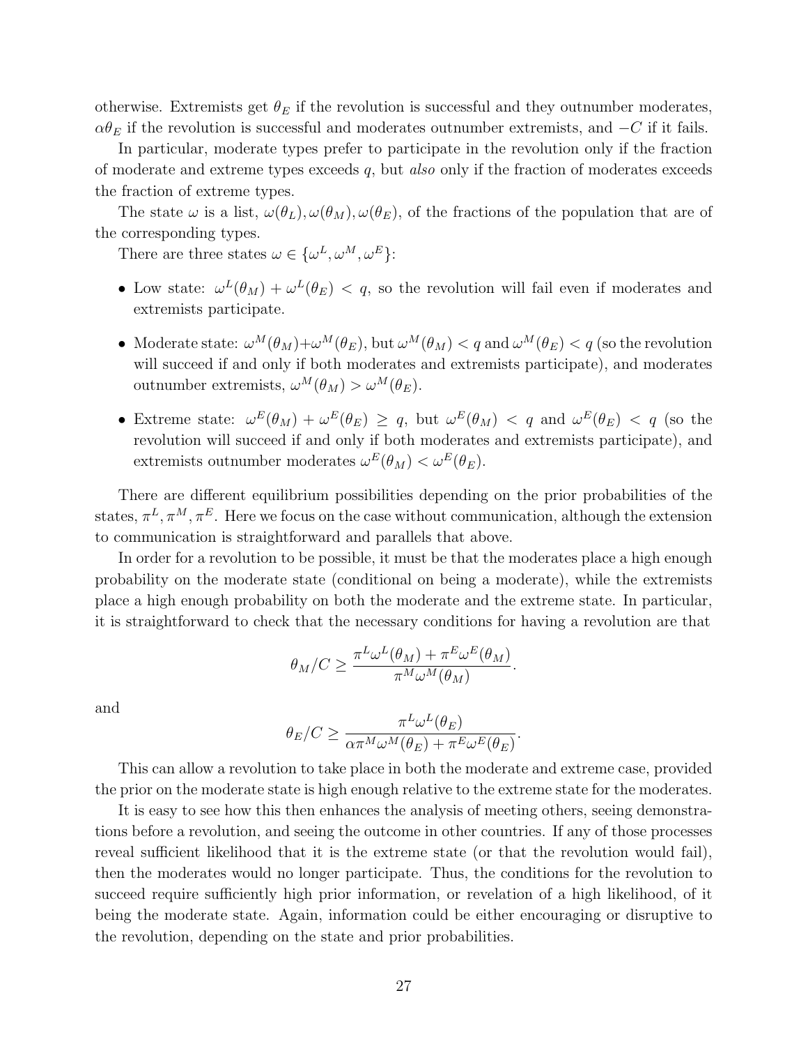otherwise. Extremists get $\theta_E$ if the revolution is successful and they outnumber moderates, $\alpha\theta_E$ if the revolution is successful and moderates outnumber extremists, and $-C$ if it fails.

In particular, moderate types prefer to participate in the revolution only if the fraction of moderate and extreme types exceeds $q$, but *also* only if the fraction of moderates exceeds the fraction of extreme types.

The state $\omega$ is a list, $\omega(\theta_L), \omega(\theta_M), \omega(\theta_E)$, of the fractions of the population that are of the corresponding types.

There are three states $\omega \in \{\omega^L, \omega^M, \omega^E\}$:

- Low state: $\omega^L(\theta_M) + \omega^L(\theta_E) < q$, so the revolution will fail even if moderates and extremists participate.
- Moderate state: $\omega^M(\theta_M)+\omega^M(\theta_E)$, but $\omega^M(\theta_M) < q$ and $\omega^M(\theta_E) < q$ (so the revolution will succeed if and only if both moderates and extremists participate), and moderates outnumber extremists, $\omega^M(\theta_M) > \omega^M(\theta_E)$.
- Extreme state: $\omega^E(\theta_M) + \omega^E(\theta_E) \geq q$, but $\omega^E(\theta_M) < q$ and $\omega^E(\theta_E) < q$ (so the revolution will succeed if and only if both moderates and extremists participate), and extremists outnumber moderates $\omega^E(\theta_M) < \omega^E(\theta_E)$.

There are different equilibrium possibilities depending on the prior probabilities of the states, $\pi^L, \pi^M, \pi^E$. Here we focus on the case without communication, although the extension to communication is straightforward and parallels that above.

In order for a revolution to be possible, it must be that the moderates place a high enough probability on the moderate state (conditional on being a moderate), while the extremists place a high enough probability on both the moderate and the extreme state. In particular, it is straightforward to check that the necessary conditions for having a revolution are that

$$\theta_M/C \geq \frac{\pi^L\omega^L(\theta_M) + \pi^E\omega^E(\theta_M)}{\pi^M\omega^M(\theta_M)}.$$

and

$$\theta_E/C \geq \frac{\pi^L\omega^L(\theta_E)}{\alpha\pi^M\omega^M(\theta_E) + \pi^E\omega^E(\theta_E)}.$$

This can allow a revolution to take place in both the moderate and extreme case, provided the prior on the moderate state is high enough relative to the extreme state for the moderates.

It is easy to see how this then enhances the analysis of meeting others, seeing demonstrations before a revolution, and seeing the outcome in other countries. If any of those processes reveal sufficient likelihood that it is the extreme state (or that the revolution would fail), then the moderates would no longer participate. Thus, the conditions for the revolution to succeed require sufficiently high prior information, or revelation of a high likelihood, of it being the moderate state. Again, information could be either encouraging or disruptive to the revolution, depending on the state and prior probabilities.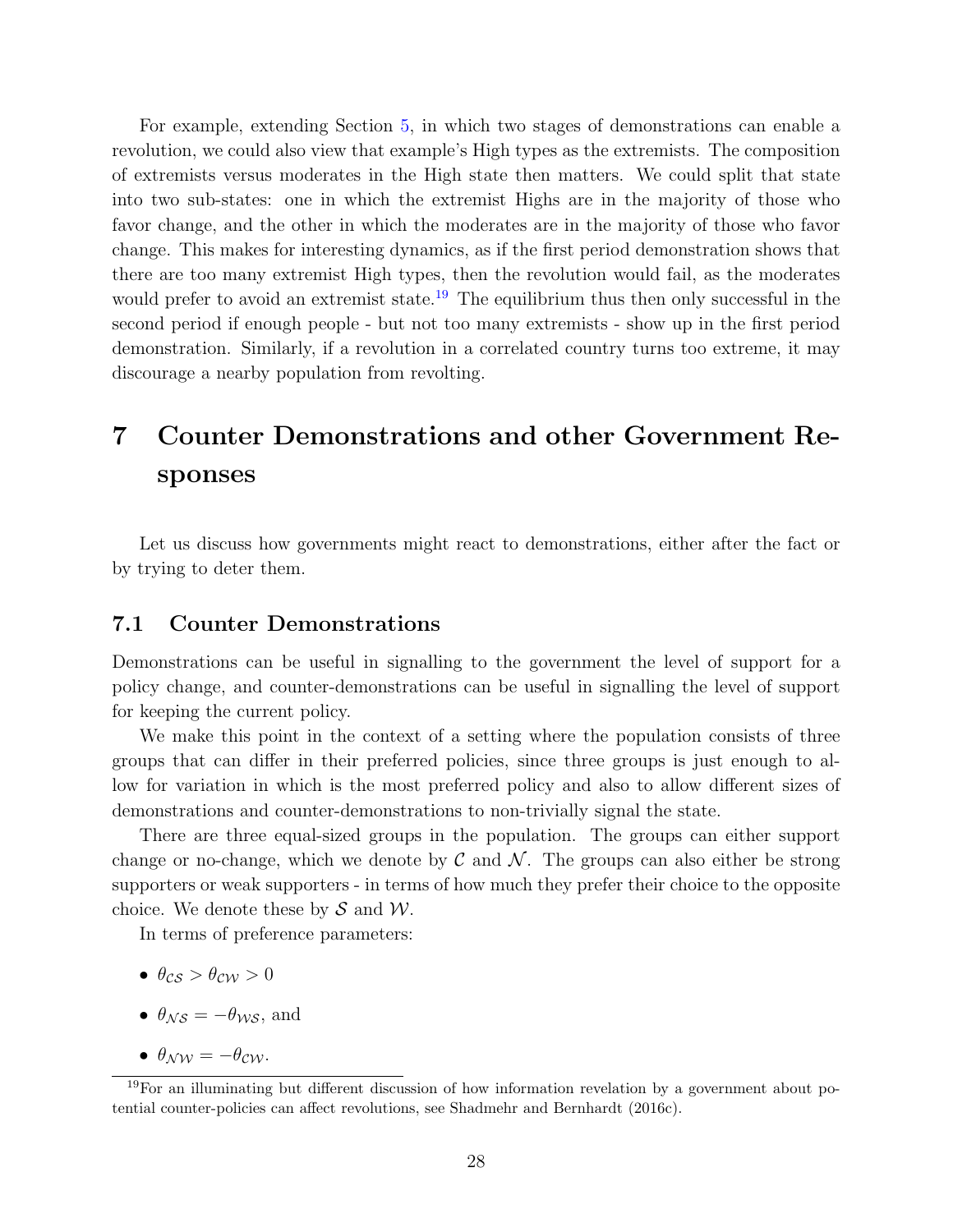For example, extending Section 5, in which two stages of demonstrations can enable a revolution, we could also view that example's High types as the extremists. The composition of extremists versus moderates in the High state then matters. We could split that state into two sub-states: one in which the extremist Highs are in the majority of those who favor change, and the other in which the moderates are in the majority of those who favor change. This makes for interesting dynamics, as if the first period demonstration shows that there are too many extremist High types, then the revolution would fail, as the moderates would prefer to avoid an extremist state.[19] The equilibrium thus then only successful in the second period if enough people - but not too many extremists - show up in the first period demonstration. Similarly, if a revolution in a correlated country turns too extreme, it may discourage a nearby population from revolting.

# 7 Counter Demonstrations and other Government Responses

Let us discuss how governments might react to demonstrations, either after the fact or by trying to deter them.

## 7.1 Counter Demonstrations

Demonstrations can be useful in signalling to the government the level of support for a policy change, and counter-demonstrations can be useful in signalling the level of support for keeping the current policy.

We make this point in the context of a setting where the population consists of three groups that can differ in their preferred policies, since three groups is just enough to allow for variation in which is the most preferred policy and also to allow different sizes of demonstrations and counter-demonstrations to non-trivially signal the state.

There are three equal-sized groups in the population. The groups can either support change or no-change, which we denote by $\mathcal{C}$ and $\mathcal{N}$. The groups can also either be strong supporters or weak supporters - in terms of how much they prefer their choice to the opposite choice. We denote these by $\mathcal{S}$ and $\mathcal{W}$.

In terms of preference parameters:

- $\theta_{\mathcal{CS}} > \theta_{\mathcal{CW}} > 0$
- $\theta_{\mathcal{NS}} = -\theta_{\mathcal{WS}}$, and
- $\theta_{\mathcal{NW}} = -\theta_{\mathcal{CW}}$.

[19] For an illuminating but different discussion of how information revelation by a government about potential counter-policies can affect revolutions, see Shadmehr and Bernhardt (2016c).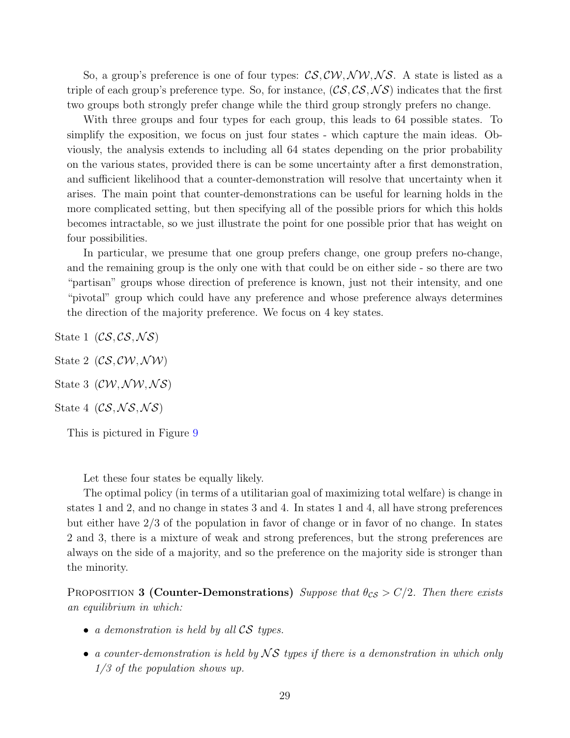So, a group's preference is one of four types: $\mathcal{CS}$, $\mathcal{CW}$, $\mathcal{NW}$, $\mathcal{NS}$. A state is listed as a triple of each group's preference type. So, for instance, ($\mathcal{CS}$,$\mathcal{CS}$,$\mathcal{NS}$) indicates that the first two groups both strongly prefer change while the third group strongly prefers no change.

With three groups and four types for each group, this leads to 64 possible states. To simplify the exposition, we focus on just four states - which capture the main ideas. Obviously, the analysis extends to including all 64 states depending on the prior probability on the various states, provided there is can be some uncertainty after a first demonstration, and sufficient likelihood that a counter-demonstration will resolve that uncertainty when it arises. The main point that counter-demonstrations can be useful for learning holds in the more complicated setting, but then specifying all of the possible priors for which this holds becomes intractable, so we just illustrate the point for one possible prior that has weight on four possibilities.

In particular, we presume that one group prefers change, one group prefers no-change, and the remaining group is the only one with that could be on either side - so there are two "partisan" groups whose direction of preference is known, just not their intensity, and one "pivotal" group which could have any preference and whose preference always determines the direction of the majority preference. We focus on 4 key states.

State 1 ($\mathcal{CS}$,$\mathcal{CS}$,$\mathcal{NS}$)

State 2 ($\mathcal{CS}$,$\mathcal{CW}$,$\mathcal{NW}$)

State 3 ($\mathcal{CW}$,$\mathcal{NW}$,$\mathcal{NS}$)

State 4 ($\mathcal{CS}$,$\mathcal{NS}$,$\mathcal{NS}$)

This is pictured in Figure 9

Let these four states be equally likely.

The optimal policy (in terms of a utilitarian goal of maximizing total welfare) is change in states 1 and 2, and no change in states 3 and 4. In states 1 and 4, all have strong preferences but either have 2/3 of the population in favor of change or in favor of no change. In states 2 and 3, there is a mixture of weak and strong preferences, but the strong preferences are always on the side of a majority, and so the preference on the majority side is stronger than the minority.

**Proposition 3 (Counter-Demonstrations)** *Suppose that $\theta_{\mathcal{CS}} > C/2$. Then there exists an equilibrium in which:*

- *a demonstration is held by all $\mathcal{CS}$ types.*
- *a counter-demonstration is held by $\mathcal{NS}$ types if there is a demonstration in which only 1/3 of the population shows up.*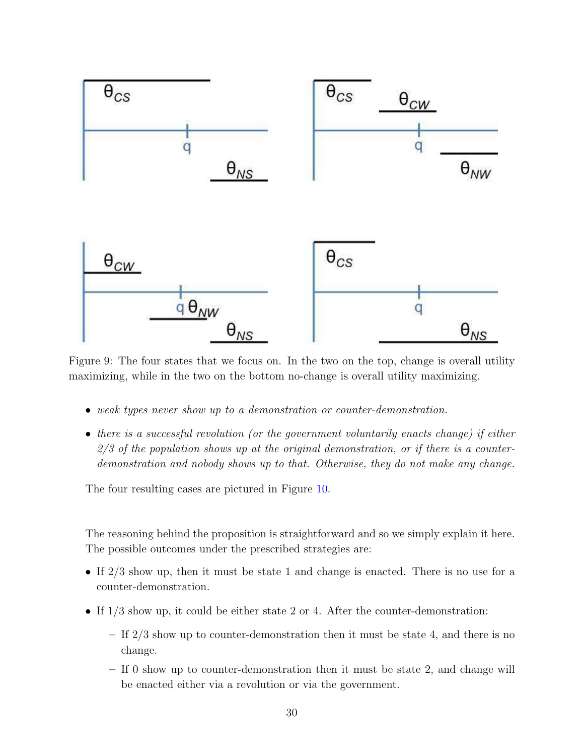Figure 9: The four states that we focus on. In the two on the top, change is overall utility maximizing, while in the two on the bottom no-change is overall utility maximizing.

- *weak types never show up to a demonstration or counter-demonstration.*
- *there is a successful revolution (or the government voluntarily enacts change) if either 2/3 of the population shows up at the original demonstration, or if there is a counter-demonstration and nobody shows up to that. Otherwise, they do not make any change.*

The four resulting cases are pictured in Figure 10.

The reasoning behind the proposition is straightforward and so we simply explain it here. The possible outcomes under the prescribed strategies are:

- If 2/3 show up, then it must be state 1 and change is enacted. There is no use for a counter-demonstration.
- If 1/3 show up, it could be either state 2 or 4. After the counter-demonstration:
  - If 2/3 show up to counter-demonstration then it must be state 4, and there is no change.
  - If 0 show up to counter-demonstration then it must be state 2, and change will be enacted either via a revolution or via the government.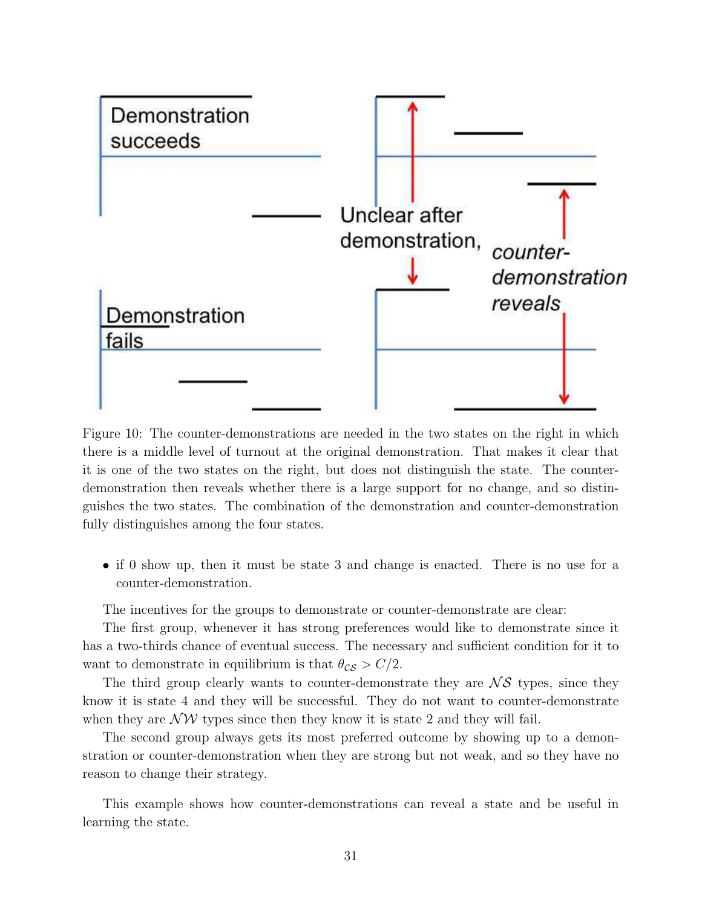Figure 10: The counter-demonstrations are needed in the two states on the right in which there is a middle level of turnout at the original demonstration. That makes it clear that it is one of the two states on the right, but does not distinguish the state. The counter-demonstration then reveals whether there is a large support for no change, and so distinguishes the two states. The combination of the demonstration and counter-demonstration fully distinguishes among the four states.

- if 0 show up, then it must be state 3 and change is enacted. There is no use for a counter-demonstration.

The incentives for the groups to demonstrate or counter-demonstrate are clear:

The first group, whenever it has strong preferences would like to demonstrate since it has a two-thirds chance of eventual success. The necessary and sufficient condition for it to want to demonstrate in equilibrium is that $\theta_{\mathcal{CS}} > C/2$.

The third group clearly wants to counter-demonstrate they are $\mathcal{NS}$ types, since they know it is state 4 and they will be successful. They do not want to counter-demonstrate when they are $\mathcal{NW}$ types since then they know it is state 2 and they will fail.

The second group always gets its most preferred outcome by showing up to a demonstration or counter-demonstration when they are strong but not weak, and so they have no reason to change their strategy.

This example shows how counter-demonstrations can reveal a state and be useful in learning the state.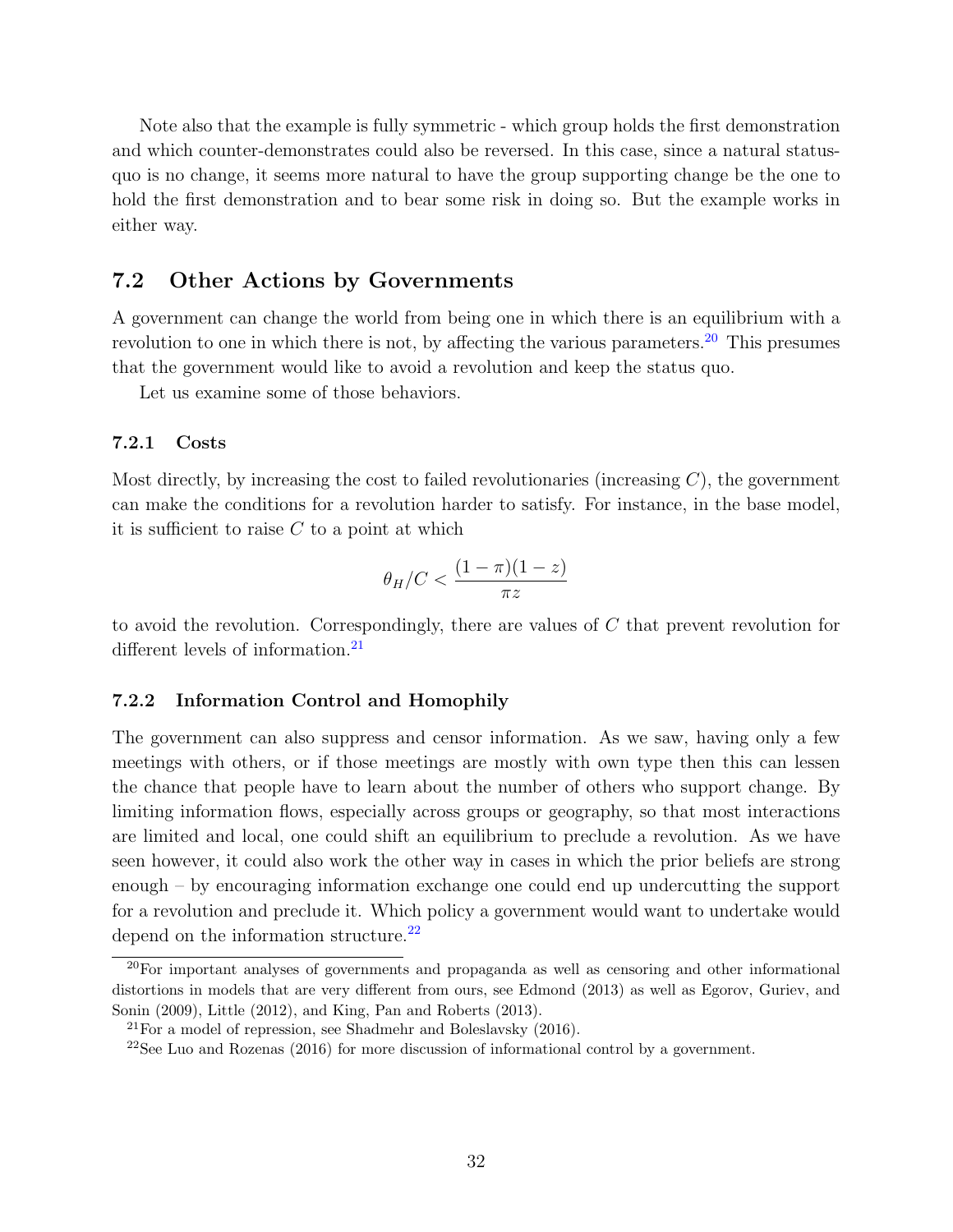Note also that the example is fully symmetric - which group holds the first demonstration and which counter-demonstrates could also be reversed. In this case, since a natural status-quo is no change, it seems more natural to have the group supporting change be the one to hold the first demonstration and to bear some risk in doing so. But the example works in either way.

## 7.2 Other Actions by Governments

A government can change the world from being one in which there is an equilibrium with a revolution to one in which there is not, by affecting the various parameters.[20] This presumes that the government would like to avoid a revolution and keep the status quo.

Let us examine some of those behaviors.

### 7.2.1 Costs

Most directly, by increasing the cost to failed revolutionaries (increasing $C$), the government can make the conditions for a revolution harder to satisfy. For instance, in the base model, it is sufficient to raise $C$ to a point at which

$$\theta_H/C < \frac{(1-\pi)(1-z)}{\pi z}$$

to avoid the revolution. Correspondingly, there are values of $C$ that prevent revolution for different levels of information.[21]

### 7.2.2 Information Control and Homophily

The government can also suppress and censor information. As we saw, having only a few meetings with others, or if those meetings are mostly with own type then this can lessen the chance that people have to learn about the number of others who support change. By limiting information flows, especially across groups or geography, so that most interactions are limited and local, one could shift an equilibrium to preclude a revolution. As we have seen however, it could also work the other way in cases in which the prior beliefs are strong enough – by encouraging information exchange one could end up undercutting the support for a revolution and preclude it. Which policy a government would want to undertake would depend on the information structure.[22]

[20] For important analyses of governments and propaganda as well as censoring and other informational distortions in models that are very different from ours, see Edmond (2013) as well as Egorov, Guriev, and Sonin (2009), Little (2012), and King, Pan and Roberts (2013).

[21] For a model of repression, see Shadmehr and Boleslavsky (2016).

[22] See Luo and Rozenas (2016) for more discussion of informational control by a government.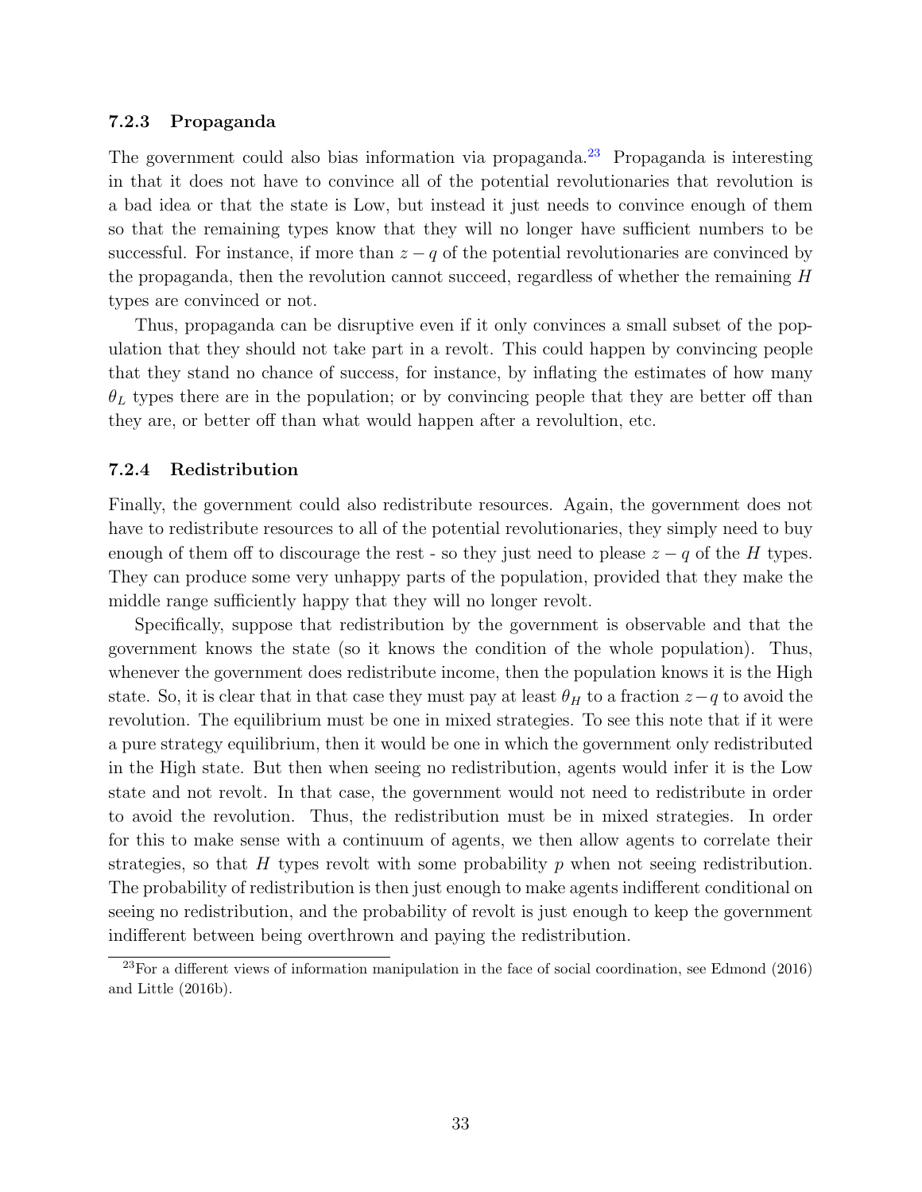### 7.2.3 Propaganda

The government could also bias information via propaganda.[23] Propaganda is interesting in that it does not have to convince all of the potential revolutionaries that revolution is a bad idea or that the state is Low, but instead it just needs to convince enough of them so that the remaining types know that they will no longer have sufficient numbers to be successful. For instance, if more than $z-q$ of the potential revolutionaries are convinced by the propaganda, then the revolution cannot succeed, regardless of whether the remaining $H$ types are convinced or not.

Thus, propaganda can be disruptive even if it only convinces a small subset of the population that they should not take part in a revolt. This could happen by convincing people that they stand no chance of success, for instance, by inflating the estimates of how many $\theta_L$ types there are in the population; or by convincing people that they are better off than they are, or better off than what would happen after a revolultion, etc.

### 7.2.4 Redistribution

Finally, the government could also redistribute resources. Again, the government does not have to redistribute resources to all of the potential revolutionaries, they simply need to buy enough of them off to discourage the rest - so they just need to please $z-q$ of the $H$ types. They can produce some very unhappy parts of the population, provided that they make the middle range sufficiently happy that they will no longer revolt.

Specifically, suppose that redistribution by the government is observable and that the government knows the state (so it knows the condition of the whole population). Thus, whenever the government does redistribute income, then the population knows it is the High state. So, it is clear that in that case they must pay at least $\theta_H$ to a fraction $z-q$ to avoid the revolution. The equilibrium must be one in mixed strategies. To see this note that if it were a pure strategy equilibrium, then it would be one in which the government only redistributed in the High state. But then when seeing no redistribution, agents would infer it is the Low state and not revolt. In that case, the government would not need to redistribute in order to avoid the revolution. Thus, the redistribution must be in mixed strategies. In order for this to make sense with a continuum of agents, we then allow agents to correlate their strategies, so that $H$ types revolt with some probability $p$ when not seeing redistribution. The probability of redistribution is then just enough to make agents indifferent conditional on seeing no redistribution, and the probability of revolt is just enough to keep the government indifferent between being overthrown and paying the redistribution.

[23] For a different views of information manipulation in the face of social coordination, see Edmond (2016) and Little (2016b).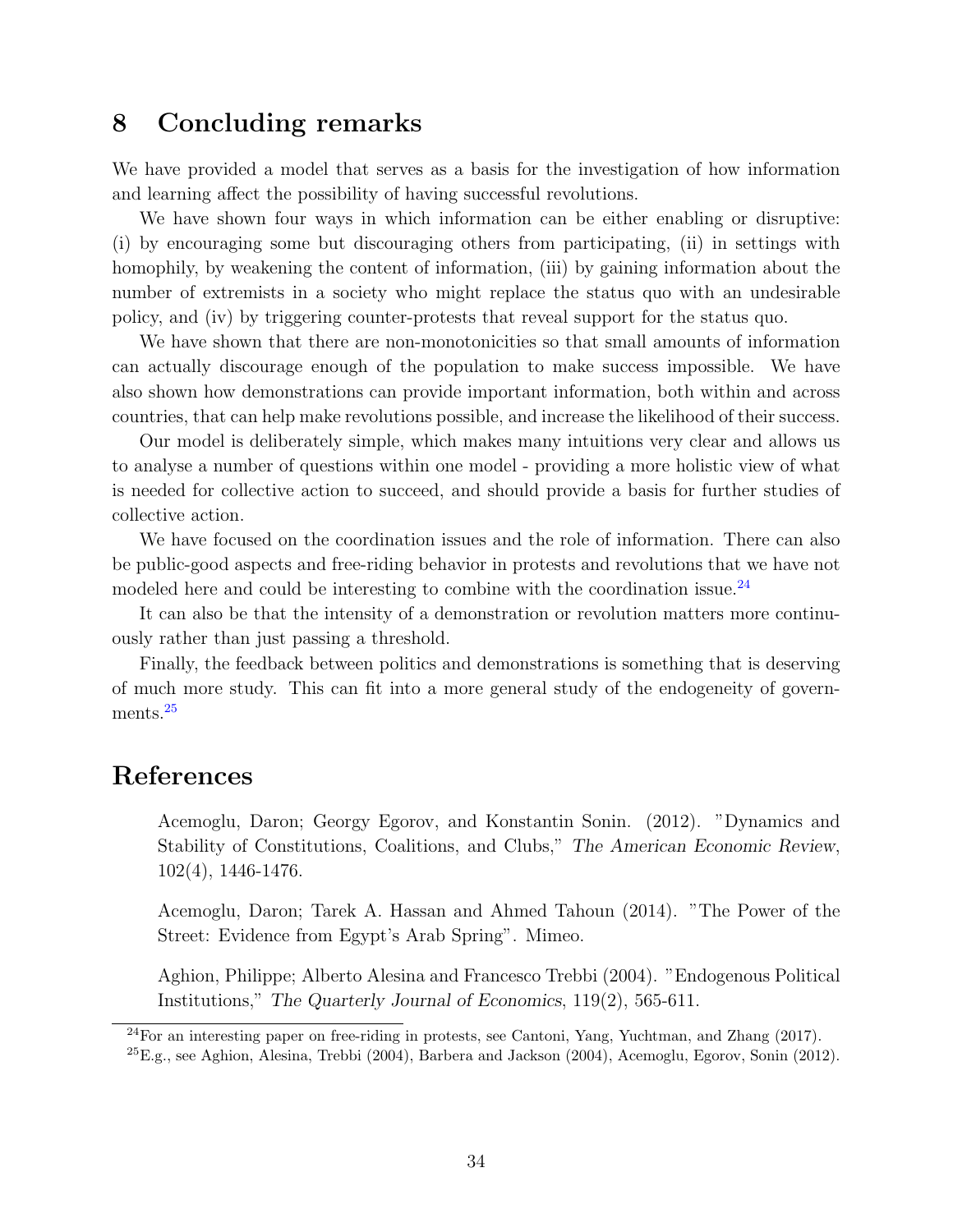## 8 Concluding remarks

We have provided a model that serves as a basis for the investigation of how information and learning affect the possibility of having successful revolutions.

We have shown four ways in which information can be either enabling or disruptive: (i) by encouraging some but discouraging others from participating, (ii) in settings with homophily, by weakening the content of information, (iii) by gaining information about the number of extremists in a society who might replace the status quo with an undesirable policy, and (iv) by triggering counter-protests that reveal support for the status quo.

We have shown that there are non-monotonicities so that small amounts of information can actually discourage enough of the population to make success impossible. We have also shown how demonstrations can provide important information, both within and across countries, that can help make revolutions possible, and increase the likelihood of their success.

Our model is deliberately simple, which makes many intuitions very clear and allows us to analyse a number of questions within one model - providing a more holistic view of what is needed for collective action to succeed, and should provide a basis for further studies of collective action.

We have focused on the coordination issues and the role of information. There can also be public-good aspects and free-riding behavior in protests and revolutions that we have not modeled here and could be interesting to combine with the coordination issue.[24]

It can also be that the intensity of a demonstration or revolution matters more continuously rather than just passing a threshold.

Finally, the feedback between politics and demonstrations is something that is deserving of much more study. This can fit into a more general study of the endogeneity of governments.[25]

## References

Acemoglu, Daron; Georgy Egorov, and Konstantin Sonin. (2012). "Dynamics and Stability of Constitutions, Coalitions, and Clubs," *The American Economic Review*, 102(4), 1446-1476.

Acemoglu, Daron; Tarek A. Hassan and Ahmed Tahoun (2014). "The Power of the Street: Evidence from Egypt's Arab Spring". Mimeo.

Aghion, Philippe; Alberto Alesina and Francesco Trebbi (2004). "Endogenous Political Institutions," *The Quarterly Journal of Economics*, 119(2), 565-611.

[24] For an interesting paper on free-riding in protests, see Cantoni, Yang, Yuchtman, and Zhang (2017).

[25] E.g., see Aghion, Alesina, Trebbi (2004), Barbera and Jackson (2004), Acemoglu, Egorov, Sonin (2012).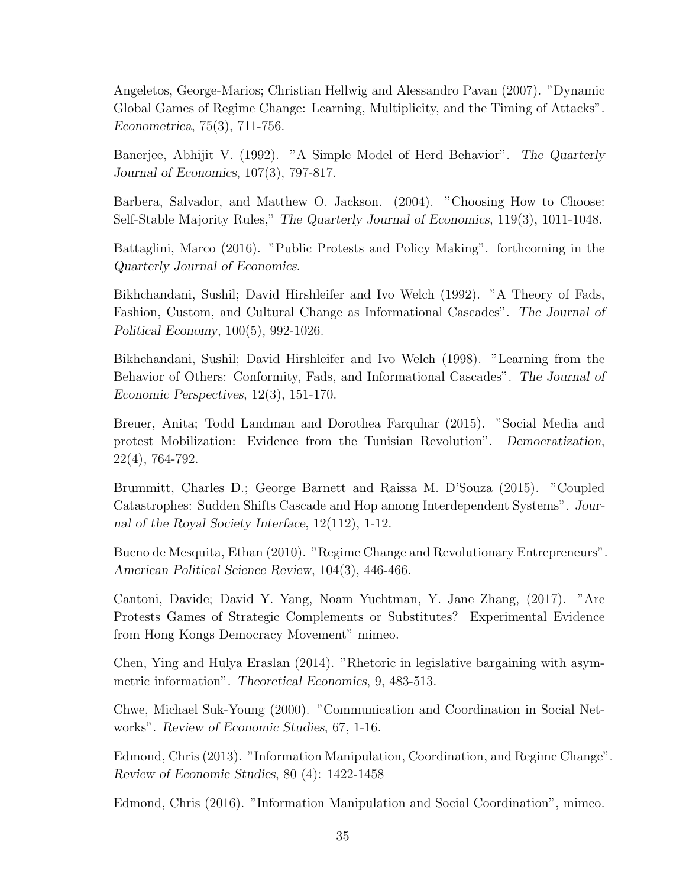Angeletos, George-Marios; Christian Hellwig and Alessandro Pavan (2007). "Dynamic Global Games of Regime Change: Learning, Multiplicity, and the Timing of Attacks". *Econometrica*, 75(3), 711-756.

Banerjee, Abhijit V. (1992). "A Simple Model of Herd Behavior". *The Quarterly Journal of Economics*, 107(3), 797-817.

Barbera, Salvador, and Matthew O. Jackson. (2004). "Choosing How to Choose: Self-Stable Majority Rules," *The Quarterly Journal of Economics*, 119(3), 1011-1048.

Battaglini, Marco (2016). "Public Protests and Policy Making". forthcoming in the *Quarterly Journal of Economics*.

Bikhchandani, Sushil; David Hirshleifer and Ivo Welch (1992). "A Theory of Fads, Fashion, Custom, and Cultural Change as Informational Cascades". *The Journal of Political Economy*, 100(5), 992-1026.

Bikhchandani, Sushil; David Hirshleifer and Ivo Welch (1998). "Learning from the Behavior of Others: Conformity, Fads, and Informational Cascades". *The Journal of Economic Perspectives*, 12(3), 151-170.

Breuer, Anita; Todd Landman and Dorothea Farquhar (2015). "Social Media and protest Mobilization: Evidence from the Tunisian Revolution". *Democratization*, 22(4), 764-792.

Brummitt, Charles D.; George Barnett and Raissa M. D'Souza (2015). "Coupled Catastrophes: Sudden Shifts Cascade and Hop among Interdependent Systems". *Journal of the Royal Society Interface*, 12(112), 1-12.

Bueno de Mesquita, Ethan (2010). "Regime Change and Revolutionary Entrepreneurs". *American Political Science Review*, 104(3), 446-466.

Cantoni, Davide; David Y. Yang, Noam Yuchtman, Y. Jane Zhang, (2017). "Are Protests Games of Strategic Complements or Substitutes? Experimental Evidence from Hong Kongs Democracy Movement" mimeo.

Chen, Ying and Hulya Eraslan (2014). "Rhetoric in legislative bargaining with asymmetric information". *Theoretical Economics*, 9, 483-513.

Chwe, Michael Suk-Young (2000). "Communication and Coordination in Social Networks". *Review of Economic Studies*, 67, 1-16.

Edmond, Chris (2013). "Information Manipulation, Coordination, and Regime Change". *Review of Economic Studies*, 80 (4): 1422-1458

Edmond, Chris (2016). "Information Manipulation and Social Coordination", mimeo.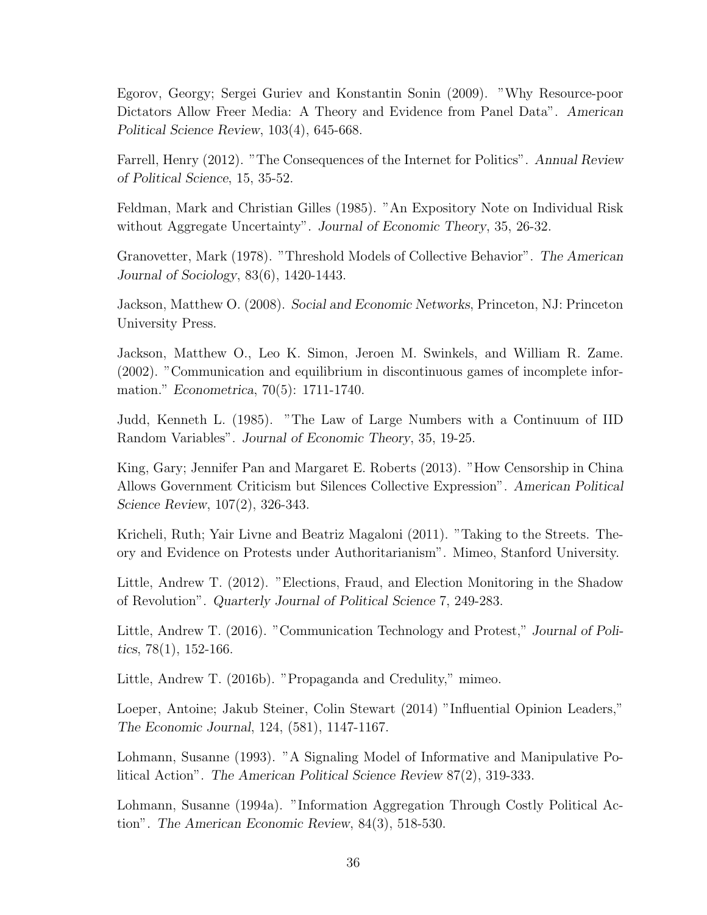Egorov, Georgy; Sergei Guriev and Konstantin Sonin (2009). "Why Resource-poor Dictators Allow Freer Media: A Theory and Evidence from Panel Data". *American Political Science Review*, 103(4), 645-668.

Farrell, Henry (2012). "The Consequences of the Internet for Politics". *Annual Review of Political Science*, 15, 35-52.

Feldman, Mark and Christian Gilles (1985). "An Expository Note on Individual Risk without Aggregate Uncertainty". *Journal of Economic Theory*, 35, 26-32.

Granovetter, Mark (1978). "Threshold Models of Collective Behavior". *The American Journal of Sociology*, 83(6), 1420-1443.

Jackson, Matthew O. (2008). *Social and Economic Networks*, Princeton, NJ: Princeton University Press.

Jackson, Matthew O., Leo K. Simon, Jeroen M. Swinkels, and William R. Zame. (2002). "Communication and equilibrium in discontinuous games of incomplete information." *Econometrica*, 70(5): 1711-1740.

Judd, Kenneth L. (1985). "The Law of Large Numbers with a Continuum of IID Random Variables". *Journal of Economic Theory*, 35, 19-25.

King, Gary; Jennifer Pan and Margaret E. Roberts (2013). "How Censorship in China Allows Government Criticism but Silences Collective Expression". *American Political Science Review*, 107(2), 326-343.

Kricheli, Ruth; Yair Livne and Beatriz Magaloni (2011). "Taking to the Streets. Theory and Evidence on Protests under Authoritarianism". Mimeo, Stanford University.

Little, Andrew T. (2012). "Elections, Fraud, and Election Monitoring in the Shadow of Revolution". *Quarterly Journal of Political Science* 7, 249-283.

Little, Andrew T. (2016). "Communication Technology and Protest," *Journal of Politics*, 78(1), 152-166.

Little, Andrew T. (2016b). "Propaganda and Credulity," mimeo.

Loeper, Antoine; Jakub Steiner, Colin Stewart (2014) "Influential Opinion Leaders," *The Economic Journal*, 124, (581), 1147-1167.

Lohmann, Susanne (1993). "A Signaling Model of Informative and Manipulative Political Action". *The American Political Science Review* 87(2), 319-333.

Lohmann, Susanne (1994a). "Information Aggregation Through Costly Political Action". *The American Economic Review*, 84(3), 518-530.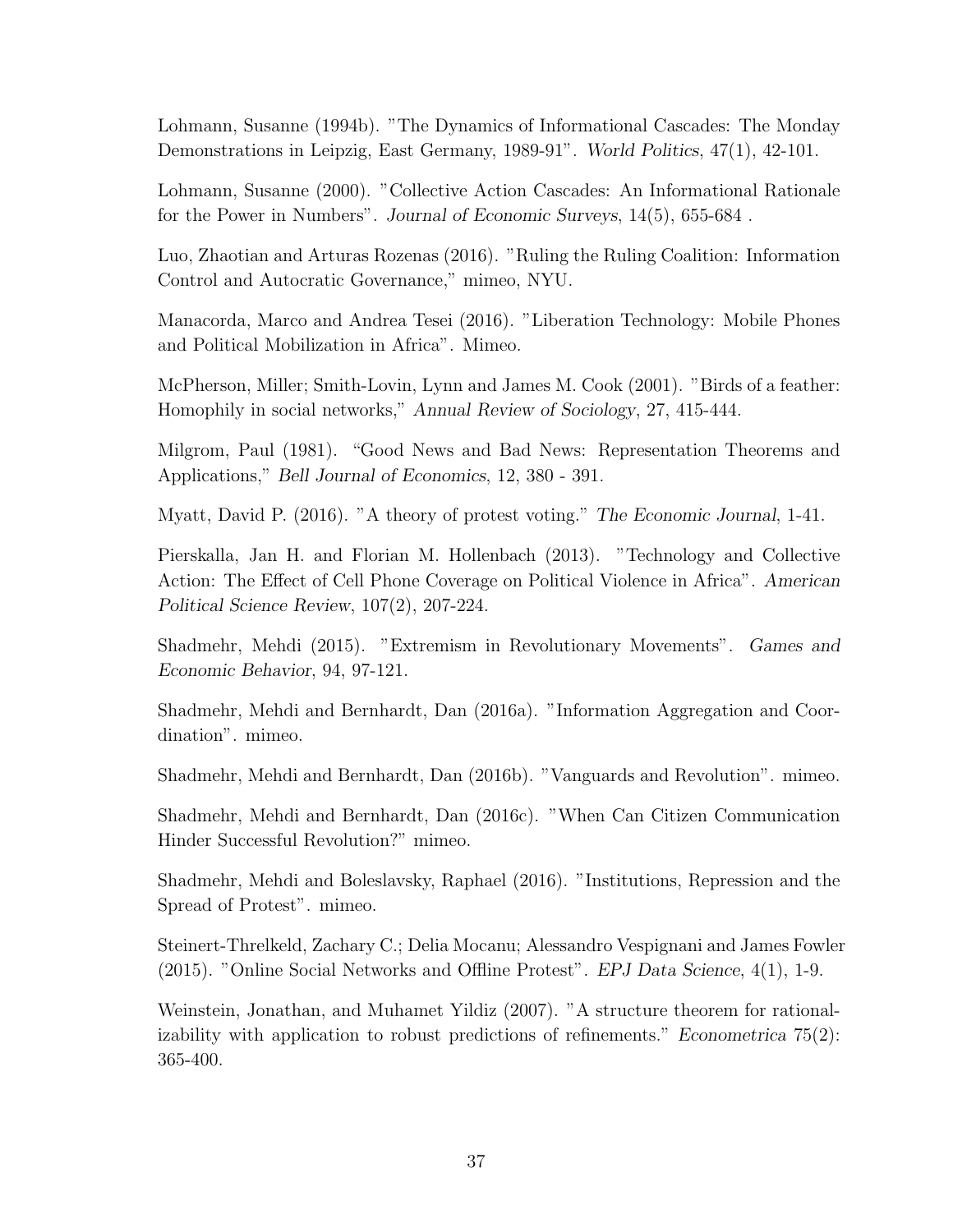Lohmann, Susanne (1994b). "The Dynamics of Informational Cascades: The Monday Demonstrations in Leipzig, East Germany, 1989-91". *World Politics*, 47(1), 42-101.

Lohmann, Susanne (2000). "Collective Action Cascades: An Informational Rationale for the Power in Numbers". *Journal of Economic Surveys*, 14(5), 655-684 .

Luo, Zhaotian and Arturas Rozenas (2016). "Ruling the Ruling Coalition: Information Control and Autocratic Governance," mimeo, NYU.

Manacorda, Marco and Andrea Tesei (2016). "Liberation Technology: Mobile Phones and Political Mobilization in Africa". Mimeo.

McPherson, Miller; Smith-Lovin, Lynn and James M. Cook (2001). "Birds of a feather: Homophily in social networks," *Annual Review of Sociology*, 27, 415-444.

Milgrom, Paul (1981). "Good News and Bad News: Representation Theorems and Applications," *Bell Journal of Economics*, 12, 380 - 391.

Myatt, David P. (2016). "A theory of protest voting." *The Economic Journal*, 1-41.

Pierskalla, Jan H. and Florian M. Hollenbach (2013). "Technology and Collective Action: The Effect of Cell Phone Coverage on Political Violence in Africa". *American Political Science Review*, 107(2), 207-224.

Shadmehr, Mehdi (2015). "Extremism in Revolutionary Movements". *Games and Economic Behavior*, 94, 97-121.

Shadmehr, Mehdi and Bernhardt, Dan (2016a). "Information Aggregation and Coordination". mimeo.

Shadmehr, Mehdi and Bernhardt, Dan (2016b). "Vanguards and Revolution". mimeo.

Shadmehr, Mehdi and Bernhardt, Dan (2016c). "When Can Citizen Communication Hinder Successful Revolution?" mimeo.

Shadmehr, Mehdi and Boleslavsky, Raphael (2016). "Institutions, Repression and the Spread of Protest". mimeo.

Steinert-Threlkeld, Zachary C.; Delia Mocanu; Alessandro Vespignani and James Fowler (2015). "Online Social Networks and Offline Protest". *EPJ Data Science*, 4(1), 1-9.

Weinstein, Jonathan, and Muhamet Yildiz (2007). "A structure theorem for rationalizability with application to robust predictions of refinements." *Econometrica* 75(2): 365-400.